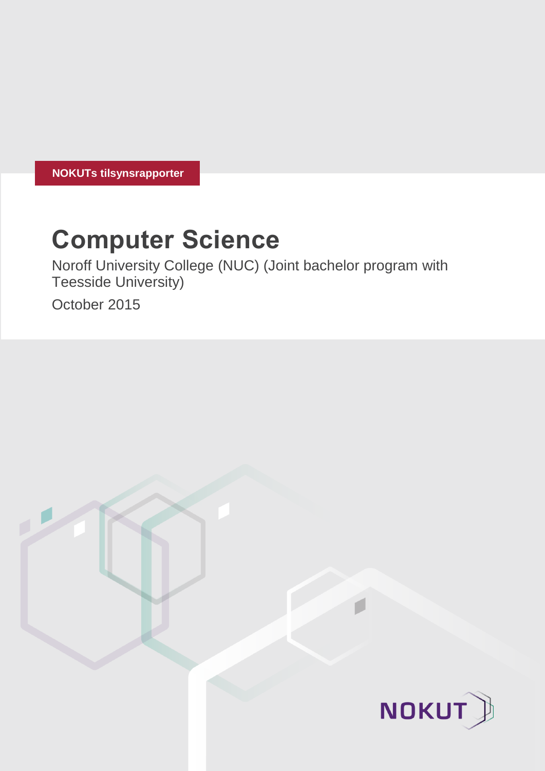NOKUTs tilsynsrapporter

# Computer Science

Noroff University College (NUC) (Joint bachelor program with Teesside University)

October 2015

NOKUT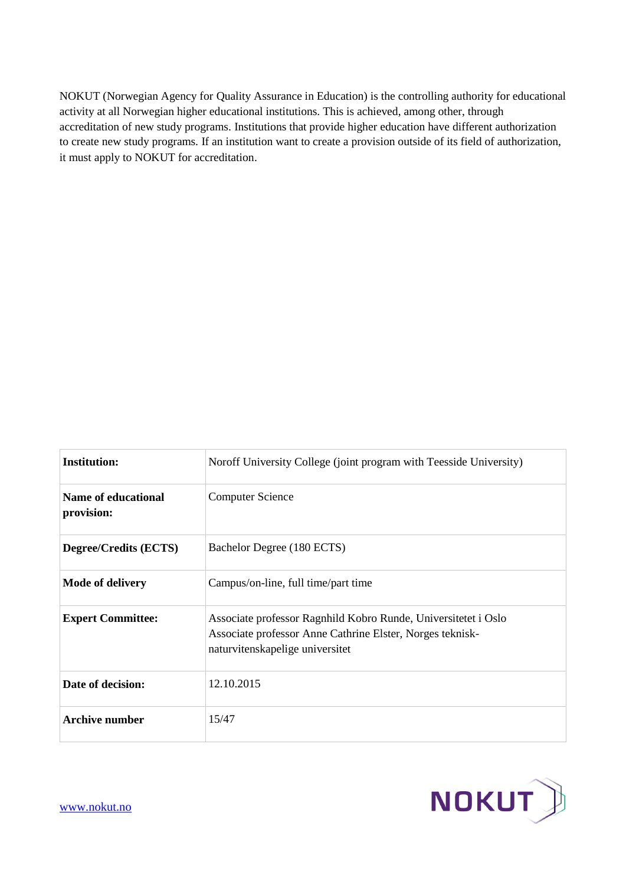NOKUT (Norwegian Agency for Quality Assurance in Education) is the controlling authority for educational activity at all Norwegian higher educational institutions. This is achieved, among other, through accreditation of new study programs. Institutions that provide higher education have different authorization to create new study programs. If an institution want to create a provision outside of its field of authorization, it must apply to NOKUT for accreditation.

| | |
|---|---|
| **Institution:** | Noroff University College (joint program with Teesside University) |
| **Name of educational provision:** | Computer Science |
| **Degree/Credits (ECTS)** | Bachelor Degree (180 ECTS) |
| **Mode of delivery** | Campus/on-line, full time/part time |
| **Expert Committee:** | Associate professor Ragnhild Kobro Runde, Universitetet i Oslo<br>Associate professor Anne Cathrine Elster, Norges teknisk-naturvitenskapelige universitet |
| **Date of decision:** | 12.10.2015 |
| **Archive number** | 15/47 |

www.nokut.no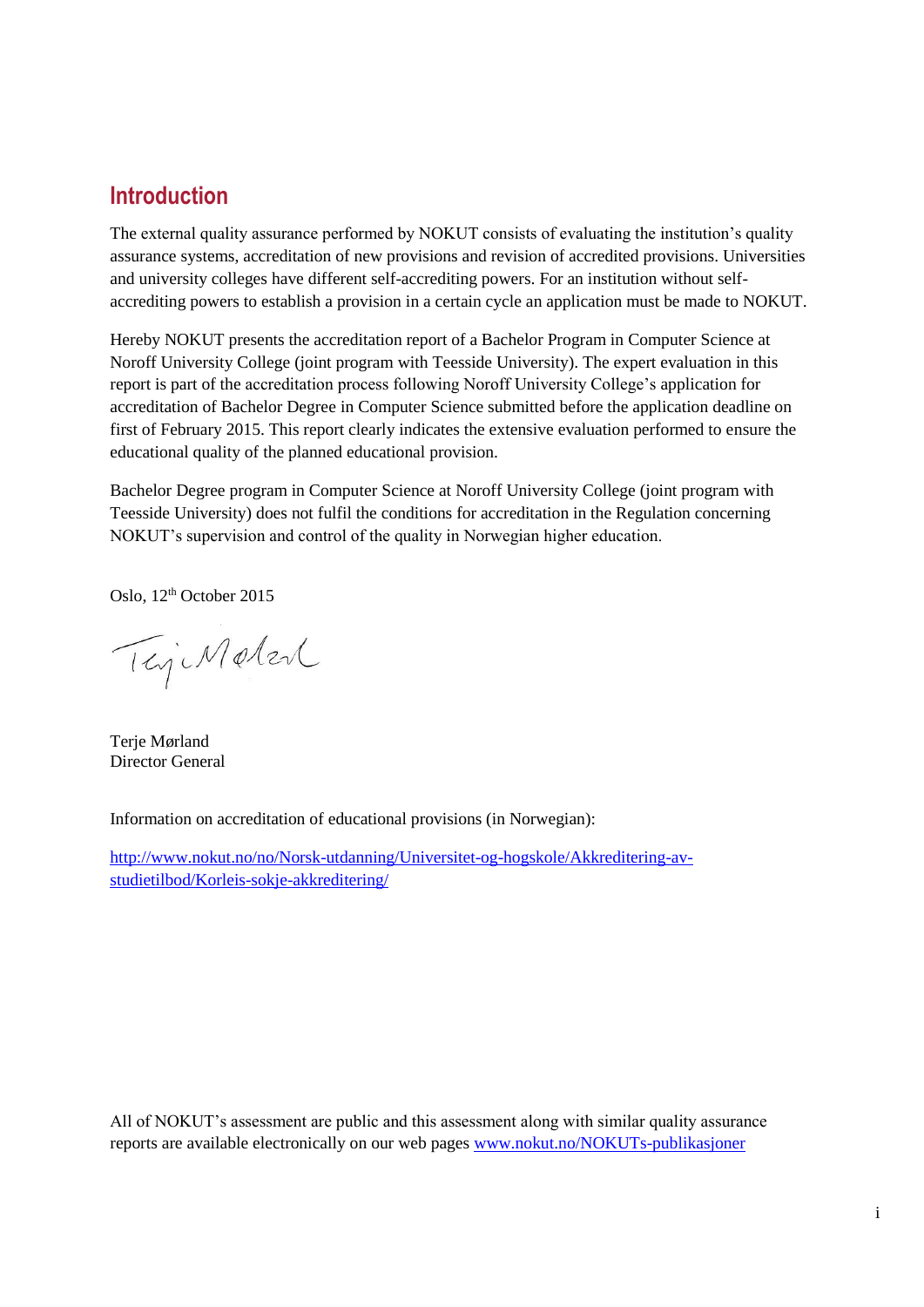## Introduction

The external quality assurance performed by NOKUT consists of evaluating the institution's quality assurance systems, accreditation of new provisions and revision of accredited provisions. Universities and university colleges have different self-accrediting powers. For an institution without self-accrediting powers to establish a provision in a certain cycle an application must be made to NOKUT.

Hereby NOKUT presents the accreditation report of a Bachelor Program in Computer Science at Noroff University College (joint program with Teesside University). The expert evaluation in this report is part of the accreditation process following Noroff University College's application for accreditation of Bachelor Degree in Computer Science submitted before the application deadline on first of February 2015. This report clearly indicates the extensive evaluation performed to ensure the educational quality of the planned educational provision.

Bachelor Degree program in Computer Science at Noroff University College (joint program with Teesside University) does not fulfil the conditions for accreditation in the Regulation concerning NOKUT's supervision and control of the quality in Norwegian higher education.

Oslo, 12th October 2015

Terje Mørland
Director General

Information on accreditation of educational provisions (in Norwegian):

http://www.nokut.no/no/Norsk-utdanning/Universitet-og-hogskole/Akkreditering-av-studietilbod/Korleis-sokje-akkreditering/

All of NOKUT's assessment are public and this assessment along with similar quality assurance reports are available electronically on our web pages www.nokut.no/NOKUTs-publikasjoner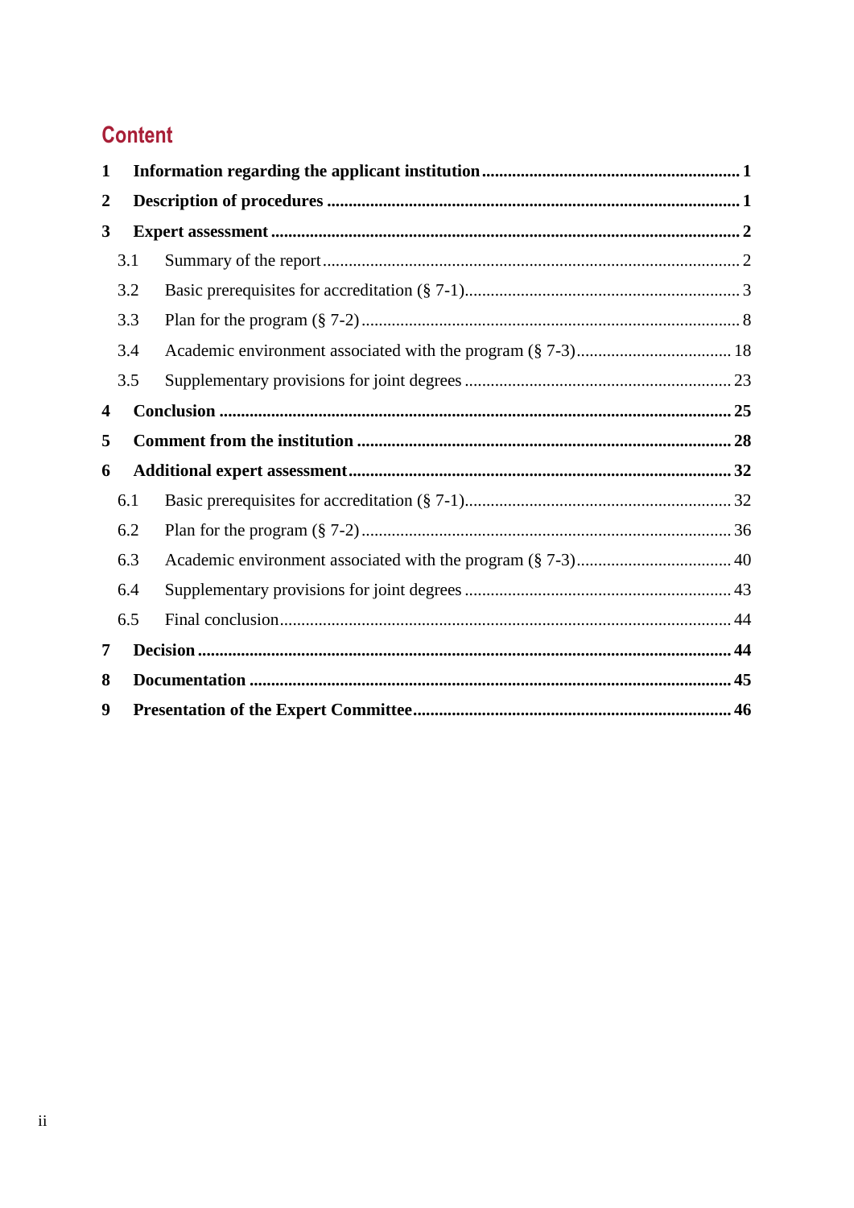## Content

**1 Information regarding the applicant institution** ... **1**

**2 Description of procedures** ... **1**

**3 Expert assessment** ... **2**

- 3.1 Summary of the report ... 2
- 3.2 Basic prerequisites for accreditation (§ 7-1) ... 3
- 3.3 Plan for the program (§ 7-2) ... 8
- 3.4 Academic environment associated with the program (§ 7-3) ... 18
- 3.5 Supplementary provisions for joint degrees ... 23

**4 Conclusion** ... **25**

**5 Comment from the institution** ... **28**

**6 Additional expert assessment** ... **32**

- 6.1 Basic prerequisites for accreditation (§ 7-1) ... 32
- 6.2 Plan for the program (§ 7-2) ... 36
- 6.3 Academic environment associated with the program (§ 7-3) ... 40
- 6.4 Supplementary provisions for joint degrees ... 43
- 6.5 Final conclusion ... 44

**7 Decision** ... **44**

**8 Documentation** ... **45**

**9 Presentation of the Expert Committee** ... **46**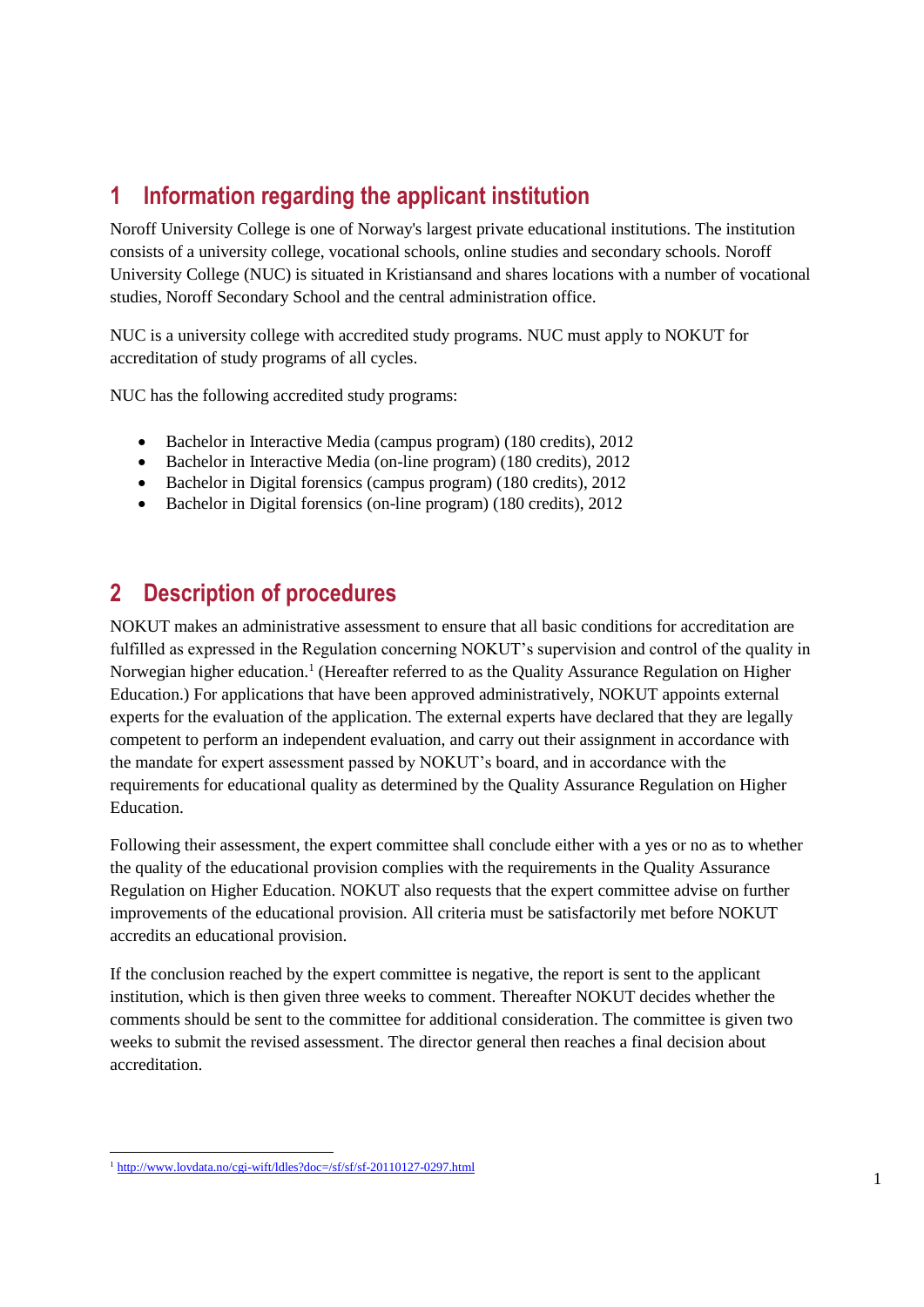# 1 Information regarding the applicant institution

Noroff University College is one of Norway's largest private educational institutions. The institution consists of a university college, vocational schools, online studies and secondary schools. Noroff University College (NUC) is situated in Kristiansand and shares locations with a number of vocational studies, Noroff Secondary School and the central administration office.

NUC is a university college with accredited study programs. NUC must apply to NOKUT for accreditation of study programs of all cycles.

NUC has the following accredited study programs:

- Bachelor in Interactive Media (campus program) (180 credits), 2012
- Bachelor in Interactive Media (on-line program) (180 credits), 2012
- Bachelor in Digital forensics (campus program) (180 credits), 2012
- Bachelor in Digital forensics (on-line program) (180 credits), 2012

# 2 Description of procedures

NOKUT makes an administrative assessment to ensure that all basic conditions for accreditation are fulfilled as expressed in the Regulation concerning NOKUT's supervision and control of the quality in Norwegian higher education.[1] (Hereafter referred to as the Quality Assurance Regulation on Higher Education.) For applications that have been approved administratively, NOKUT appoints external experts for the evaluation of the application. The external experts have declared that they are legally competent to perform an independent evaluation, and carry out their assignment in accordance with the mandate for expert assessment passed by NOKUT's board, and in accordance with the requirements for educational quality as determined by the Quality Assurance Regulation on Higher Education.

Following their assessment, the expert committee shall conclude either with a yes or no as to whether the quality of the educational provision complies with the requirements in the Quality Assurance Regulation on Higher Education. NOKUT also requests that the expert committee advise on further improvements of the educational provision. All criteria must be satisfactorily met before NOKUT accredits an educational provision.

If the conclusion reached by the expert committee is negative, the report is sent to the applicant institution, which is then given three weeks to comment. Thereafter NOKUT decides whether the comments should be sent to the committee for additional consideration. The committee is given two weeks to submit the revised assessment. The director general then reaches a final decision about accreditation.

[1] http://www.lovdata.no/cgi-wift/ldles?doc=/sf/sf/sf-20110127-0297.html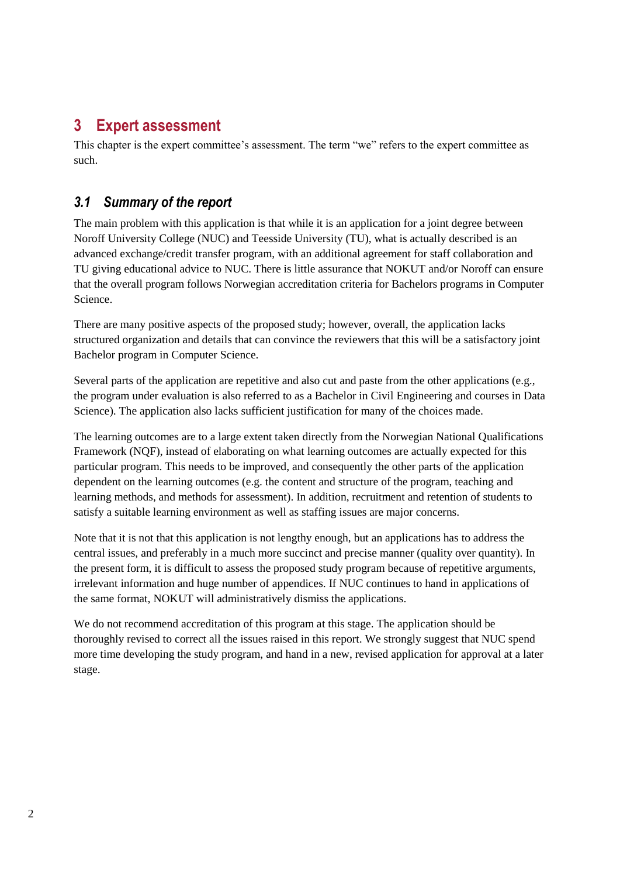# 3 Expert assessment

This chapter is the expert committee's assessment. The term "we" refers to the expert committee as such.

## 3.1 Summary of the report

The main problem with this application is that while it is an application for a joint degree between Noroff University College (NUC) and Teesside University (TU), what is actually described is an advanced exchange/credit transfer program, with an additional agreement for staff collaboration and TU giving educational advice to NUC. There is little assurance that NOKUT and/or Noroff can ensure that the overall program follows Norwegian accreditation criteria for Bachelors programs in Computer Science.

There are many positive aspects of the proposed study; however, overall, the application lacks structured organization and details that can convince the reviewers that this will be a satisfactory joint Bachelor program in Computer Science.

Several parts of the application are repetitive and also cut and paste from the other applications (e.g., the program under evaluation is also referred to as a Bachelor in Civil Engineering and courses in Data Science). The application also lacks sufficient justification for many of the choices made.

The learning outcomes are to a large extent taken directly from the Norwegian National Qualifications Framework (NQF), instead of elaborating on what learning outcomes are actually expected for this particular program. This needs to be improved, and consequently the other parts of the application dependent on the learning outcomes (e.g. the content and structure of the program, teaching and learning methods, and methods for assessment). In addition, recruitment and retention of students to satisfy a suitable learning environment as well as staffing issues are major concerns.

Note that it is not that this application is not lengthy enough, but an applications has to address the central issues, and preferably in a much more succinct and precise manner (quality over quantity). In the present form, it is difficult to assess the proposed study program because of repetitive arguments, irrelevant information and huge number of appendices. If NUC continues to hand in applications of the same format, NOKUT will administratively dismiss the applications.

We do not recommend accreditation of this program at this stage. The application should be thoroughly revised to correct all the issues raised in this report. We strongly suggest that NUC spend more time developing the study program, and hand in a new, revised application for approval at a later stage.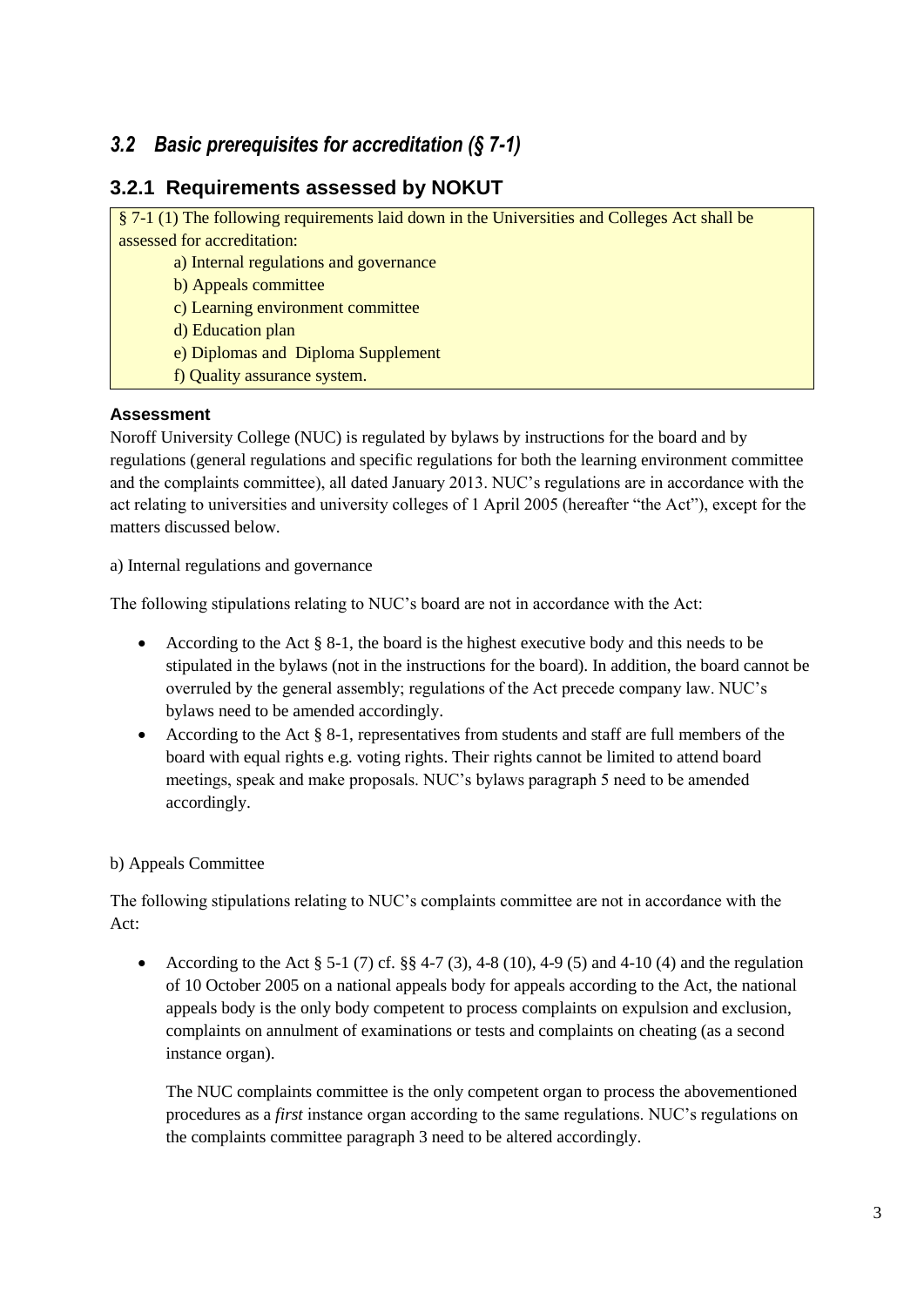## *3.2 Basic prerequisites for accreditation (§ 7-1)*

### 3.2.1 Requirements assessed by NOKUT

> § 7-1 (1) The following requirements laid down in the Universities and Colleges Act shall be assessed for accreditation:
>
> a) Internal regulations and governance
> b) Appeals committee
> c) Learning environment committee
> d) Education plan
> e) Diplomas and Diploma Supplement
> f) Quality assurance system.

**Assessment**

Noroff University College (NUC) is regulated by bylaws by instructions for the board and by regulations (general regulations and specific regulations for both the learning environment committee and the complaints committee), all dated January 2013. NUC's regulations are in accordance with the act relating to universities and university colleges of 1 April 2005 (hereafter "the Act"), except for the matters discussed below.

a) Internal regulations and governance

The following stipulations relating to NUC's board are not in accordance with the Act:

- According to the Act § 8-1, the board is the highest executive body and this needs to be stipulated in the bylaws (not in the instructions for the board). In addition, the board cannot be overruled by the general assembly; regulations of the Act precede company law. NUC's bylaws need to be amended accordingly.
- According to the Act § 8-1, representatives from students and staff are full members of the board with equal rights e.g. voting rights. Their rights cannot be limited to attend board meetings, speak and make proposals. NUC's bylaws paragraph 5 need to be amended accordingly.

b) Appeals Committee

The following stipulations relating to NUC's complaints committee are not in accordance with the Act:

- According to the Act § 5-1 (7) cf. §§ 4-7 (3), 4-8 (10), 4-9 (5) and 4-10 (4) and the regulation of 10 October 2005 on a national appeals body for appeals according to the Act, the national appeals body is the only body competent to process complaints on expulsion and exclusion, complaints on annulment of examinations or tests and complaints on cheating (as a second instance organ).

  The NUC complaints committee is the only competent organ to process the abovementioned procedures as a *first* instance organ according to the same regulations. NUC's regulations on the complaints committee paragraph 3 need to be altered accordingly.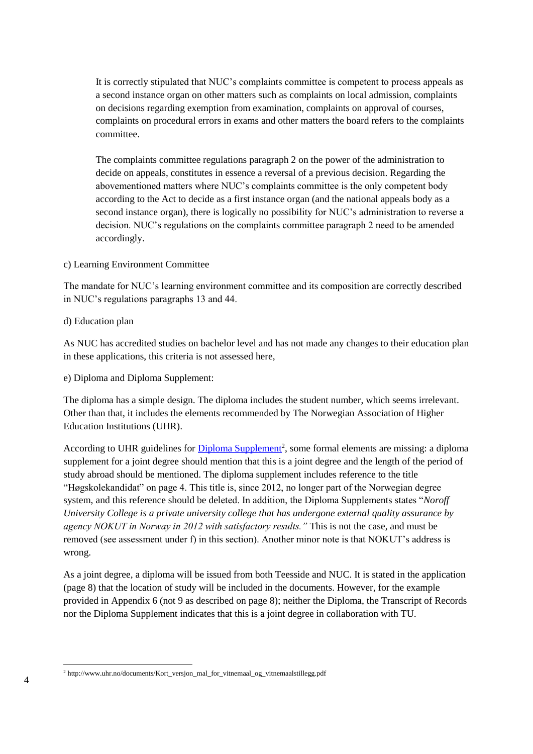It is correctly stipulated that NUC's complaints committee is competent to process appeals as a second instance organ on other matters such as complaints on local admission, complaints on decisions regarding exemption from examination, complaints on approval of courses, complaints on procedural errors in exams and other matters the board refers to the complaints committee.

The complaints committee regulations paragraph 2 on the power of the administration to decide on appeals, constitutes in essence a reversal of a previous decision. Regarding the abovementioned matters where NUC's complaints committee is the only competent body according to the Act to decide as a first instance organ (and the national appeals body as a second instance organ), there is logically no possibility for NUC's administration to reverse a decision. NUC's regulations on the complaints committee paragraph 2 need to be amended accordingly.

c) Learning Environment Committee

The mandate for NUC's learning environment committee and its composition are correctly described in NUC's regulations paragraphs 13 and 44.

d) Education plan

As NUC has accredited studies on bachelor level and has not made any changes to their education plan in these applications, this criteria is not assessed here,

e) Diploma and Diploma Supplement:

The diploma has a simple design. The diploma includes the student number, which seems irrelevant. Other than that, it includes the elements recommended by The Norwegian Association of Higher Education Institutions (UHR).

According to UHR guidelines for Diploma Supplement[2], some formal elements are missing: a diploma supplement for a joint degree should mention that this is a joint degree and the length of the period of study abroad should be mentioned. The diploma supplement includes reference to the title "Høgskolekandidat" on page 4. This title is, since 2012, no longer part of the Norwegian degree system, and this reference should be deleted. In addition, the Diploma Supplements states "*Noroff University College is a private university college that has undergone external quality assurance by agency NOKUT in Norway in 2012 with satisfactory results.*" This is not the case, and must be removed (see assessment under f) in this section). Another minor note is that NOKUT's address is wrong.

As a joint degree, a diploma will be issued from both Teesside and NUC. It is stated in the application (page 8) that the location of study will be included in the documents. However, for the example provided in Appendix 6 (not 9 as described on page 8); neither the Diploma, the Transcript of Records nor the Diploma Supplement indicates that this is a joint degree in collaboration with TU.

[2] http://www.uhr.no/documents/Kort_versjon_mal_for_vitnemaal_og_vitnemaalstillegg.pdf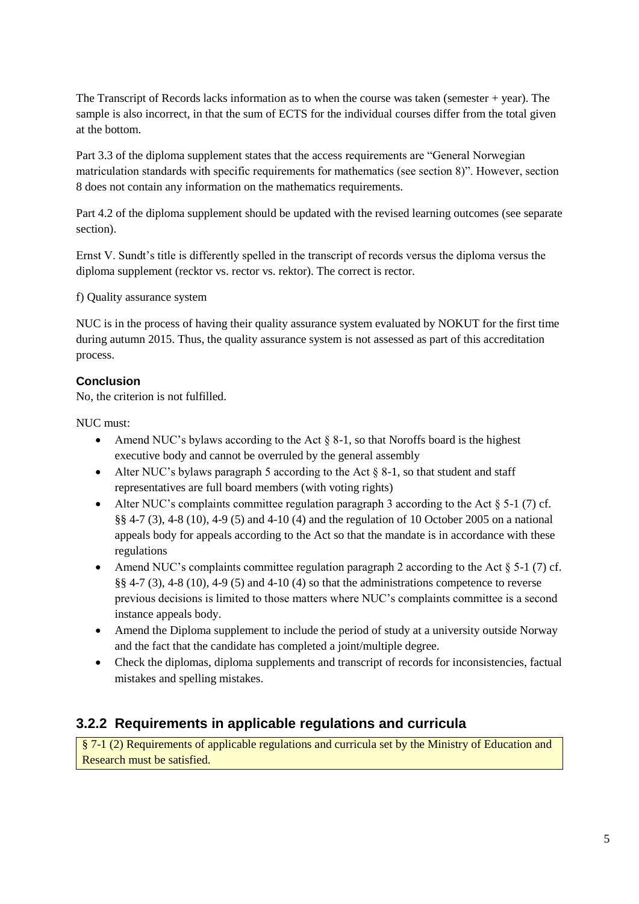The Transcript of Records lacks information as to when the course was taken (semester + year). The sample is also incorrect, in that the sum of ECTS for the individual courses differ from the total given at the bottom.

Part 3.3 of the diploma supplement states that the access requirements are "General Norwegian matriculation standards with specific requirements for mathematics (see section 8)". However, section 8 does not contain any information on the mathematics requirements.

Part 4.2 of the diploma supplement should be updated with the revised learning outcomes (see separate section).

Ernst V. Sundt's title is differently spelled in the transcript of records versus the diploma versus the diploma supplement (recktor vs. rector vs. rektor). The correct is rector.

f) Quality assurance system

NUC is in the process of having their quality assurance system evaluated by NOKUT for the first time during autumn 2015. Thus, the quality assurance system is not assessed as part of this accreditation process.

**Conclusion**

No, the criterion is not fulfilled.

NUC must:

- Amend NUC's bylaws according to the Act § 8-1, so that Noroffs board is the highest executive body and cannot be overruled by the general assembly
- Alter NUC's bylaws paragraph 5 according to the Act § 8-1, so that student and staff representatives are full board members (with voting rights)
- Alter NUC's complaints committee regulation paragraph 3 according to the Act § 5-1 (7) cf. §§ 4-7 (3), 4-8 (10), 4-9 (5) and 4-10 (4) and the regulation of 10 October 2005 on a national appeals body for appeals according to the Act so that the mandate is in accordance with these regulations
- Amend NUC's complaints committee regulation paragraph 2 according to the Act § 5-1 (7) cf. §§ 4-7 (3), 4-8 (10), 4-9 (5) and 4-10 (4) so that the administrations competence to reverse previous decisions is limited to those matters where NUC's complaints committee is a second instance appeals body.
- Amend the Diploma supplement to include the period of study at a university outside Norway and the fact that the candidate has completed a joint/multiple degree.
- Check the diplomas, diploma supplements and transcript of records for inconsistencies, factual mistakes and spelling mistakes.

### 3.2.2 Requirements in applicable regulations and curricula

§ 7-1 (2) Requirements of applicable regulations and curricula set by the Ministry of Education and Research must be satisfied.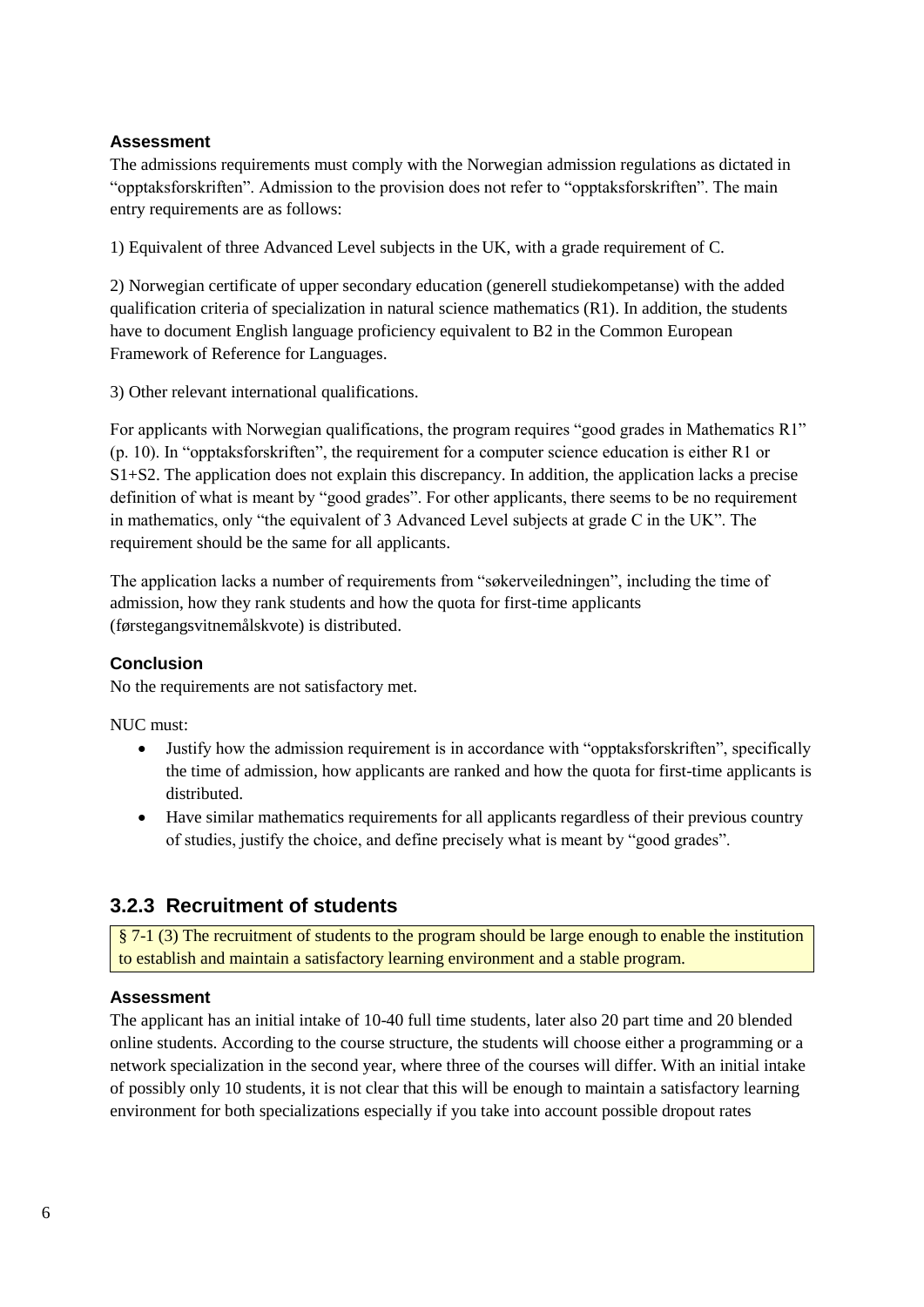### Assessment

The admissions requirements must comply with the Norwegian admission regulations as dictated in "opptaksforskriften". Admission to the provision does not refer to "opptaksforskriften". The main entry requirements are as follows:

1) Equivalent of three Advanced Level subjects in the UK, with a grade requirement of C.

2) Norwegian certificate of upper secondary education (generell studiekompetanse) with the added qualification criteria of specialization in natural science mathematics (R1). In addition, the students have to document English language proficiency equivalent to B2 in the Common European Framework of Reference for Languages.

3) Other relevant international qualifications.

For applicants with Norwegian qualifications, the program requires "good grades in Mathematics R1" (p. 10). In "opptaksforskriften", the requirement for a computer science education is either R1 or S1+S2. The application does not explain this discrepancy. In addition, the application lacks a precise definition of what is meant by "good grades". For other applicants, there seems to be no requirement in mathematics, only "the equivalent of 3 Advanced Level subjects at grade C in the UK". The requirement should be the same for all applicants.

The application lacks a number of requirements from "søkerveiledningen", including the time of admission, how they rank students and how the quota for first-time applicants (førstegangsvitnemålskvote) is distributed.

### Conclusion

No the requirements are not satisfactory met.

NUC must:

- Justify how the admission requirement is in accordance with "opptaksforskriften", specifically the time of admission, how applicants are ranked and how the quota for first-time applicants is distributed.
- Have similar mathematics requirements for all applicants regardless of their previous country of studies, justify the choice, and define precisely what is meant by "good grades".

## 3.2.3 Recruitment of students

§ 7-1 (3) The recruitment of students to the program should be large enough to enable the institution to establish and maintain a satisfactory learning environment and a stable program.

### Assessment

The applicant has an initial intake of 10-40 full time students, later also 20 part time and 20 blended online students. According to the course structure, the students will choose either a programming or a network specialization in the second year, where three of the courses will differ. With an initial intake of possibly only 10 students, it is not clear that this will be enough to maintain a satisfactory learning environment for both specializations especially if you take into account possible dropout rates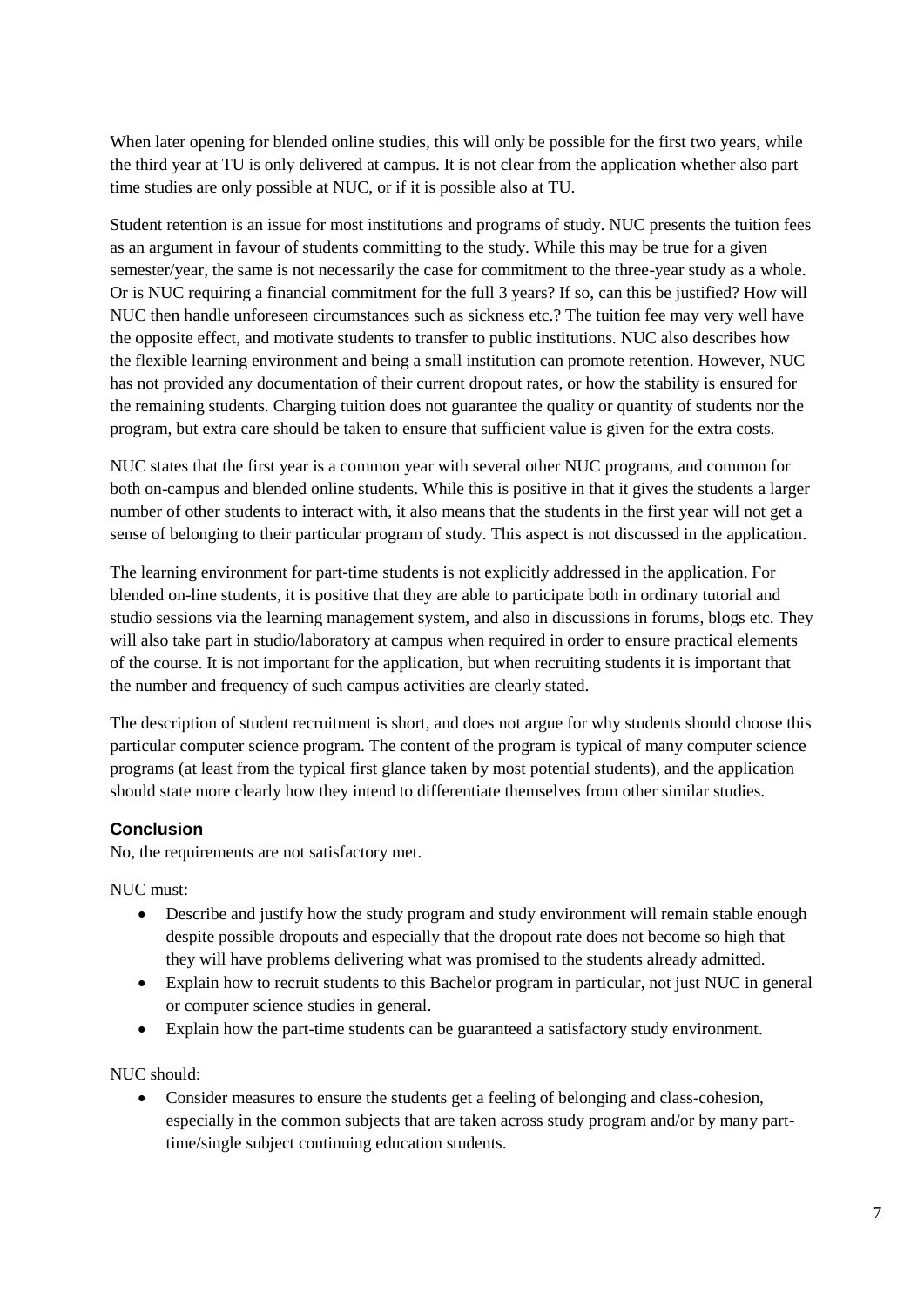When later opening for blended online studies, this will only be possible for the first two years, while the third year at TU is only delivered at campus. It is not clear from the application whether also part time studies are only possible at NUC, or if it is possible also at TU.

Student retention is an issue for most institutions and programs of study. NUC presents the tuition fees as an argument in favour of students committing to the study. While this may be true for a given semester/year, the same is not necessarily the case for commitment to the three-year study as a whole. Or is NUC requiring a financial commitment for the full 3 years? If so, can this be justified? How will NUC then handle unforeseen circumstances such as sickness etc.? The tuition fee may very well have the opposite effect, and motivate students to transfer to public institutions. NUC also describes how the flexible learning environment and being a small institution can promote retention. However, NUC has not provided any documentation of their current dropout rates, or how the stability is ensured for the remaining students. Charging tuition does not guarantee the quality or quantity of students nor the program, but extra care should be taken to ensure that sufficient value is given for the extra costs.

NUC states that the first year is a common year with several other NUC programs, and common for both on-campus and blended online students. While this is positive in that it gives the students a larger number of other students to interact with, it also means that the students in the first year will not get a sense of belonging to their particular program of study. This aspect is not discussed in the application.

The learning environment for part-time students is not explicitly addressed in the application. For blended on-line students, it is positive that they are able to participate both in ordinary tutorial and studio sessions via the learning management system, and also in discussions in forums, blogs etc. They will also take part in studio/laboratory at campus when required in order to ensure practical elements of the course. It is not important for the application, but when recruiting students it is important that the number and frequency of such campus activities are clearly stated.

The description of student recruitment is short, and does not argue for why students should choose this particular computer science program. The content of the program is typical of many computer science programs (at least from the typical first glance taken by most potential students), and the application should state more clearly how they intend to differentiate themselves from other similar studies.

### Conclusion

No, the requirements are not satisfactory met.

NUC must:

- Describe and justify how the study program and study environment will remain stable enough despite possible dropouts and especially that the dropout rate does not become so high that they will have problems delivering what was promised to the students already admitted.
- Explain how to recruit students to this Bachelor program in particular, not just NUC in general or computer science studies in general.
- Explain how the part-time students can be guaranteed a satisfactory study environment.

NUC should:

- Consider measures to ensure the students get a feeling of belonging and class-cohesion, especially in the common subjects that are taken across study program and/or by many part-time/single subject continuing education students.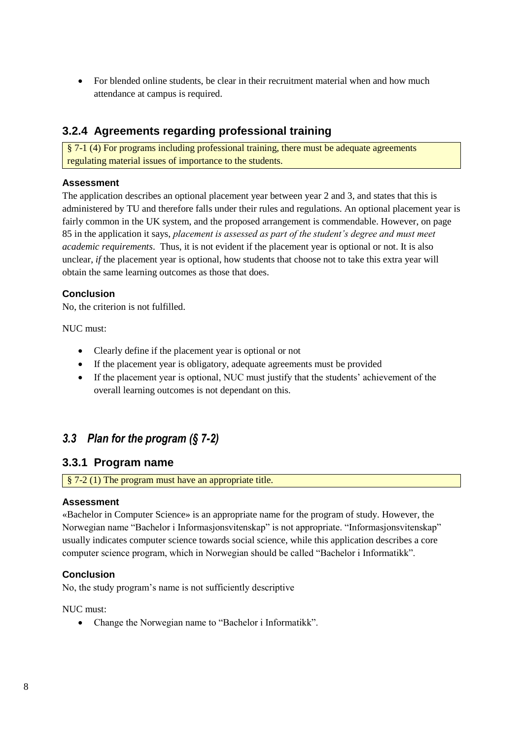- For blended online students, be clear in their recruitment material when and how much attendance at campus is required.

### 3.2.4 Agreements regarding professional training

§ 7-1 (4) For programs including professional training, there must be adequate agreements regulating material issues of importance to the students.

#### Assessment

The application describes an optional placement year between year 2 and 3, and states that this is administered by TU and therefore falls under their rules and regulations. An optional placement year is fairly common in the UK system, and the proposed arrangement is commendable. However, on page 85 in the application it says, *placement is assessed as part of the student's degree and must meet academic requirements*. Thus, it is not evident if the placement year is optional or not. It is also unclear, *if* the placement year is optional, how students that choose not to take this extra year will obtain the same learning outcomes as those that does.

#### Conclusion

No, the criterion is not fulfilled.

NUC must:

- Clearly define if the placement year is optional or not
- If the placement year is obligatory, adequate agreements must be provided
- If the placement year is optional, NUC must justify that the students' achievement of the overall learning outcomes is not dependant on this.

## *3.3 Plan for the program (§ 7-2)*

### 3.3.1 Program name

§ 7-2 (1) The program must have an appropriate title.

#### Assessment

«Bachelor in Computer Science» is an appropriate name for the program of study. However, the Norwegian name "Bachelor i Informasjonsvitenskap" is not appropriate. "Informasjonsvitenskap" usually indicates computer science towards social science, while this application describes a core computer science program, which in Norwegian should be called "Bachelor i Informatikk".

#### Conclusion

No, the study program's name is not sufficiently descriptive

NUC must:

- Change the Norwegian name to "Bachelor i Informatikk".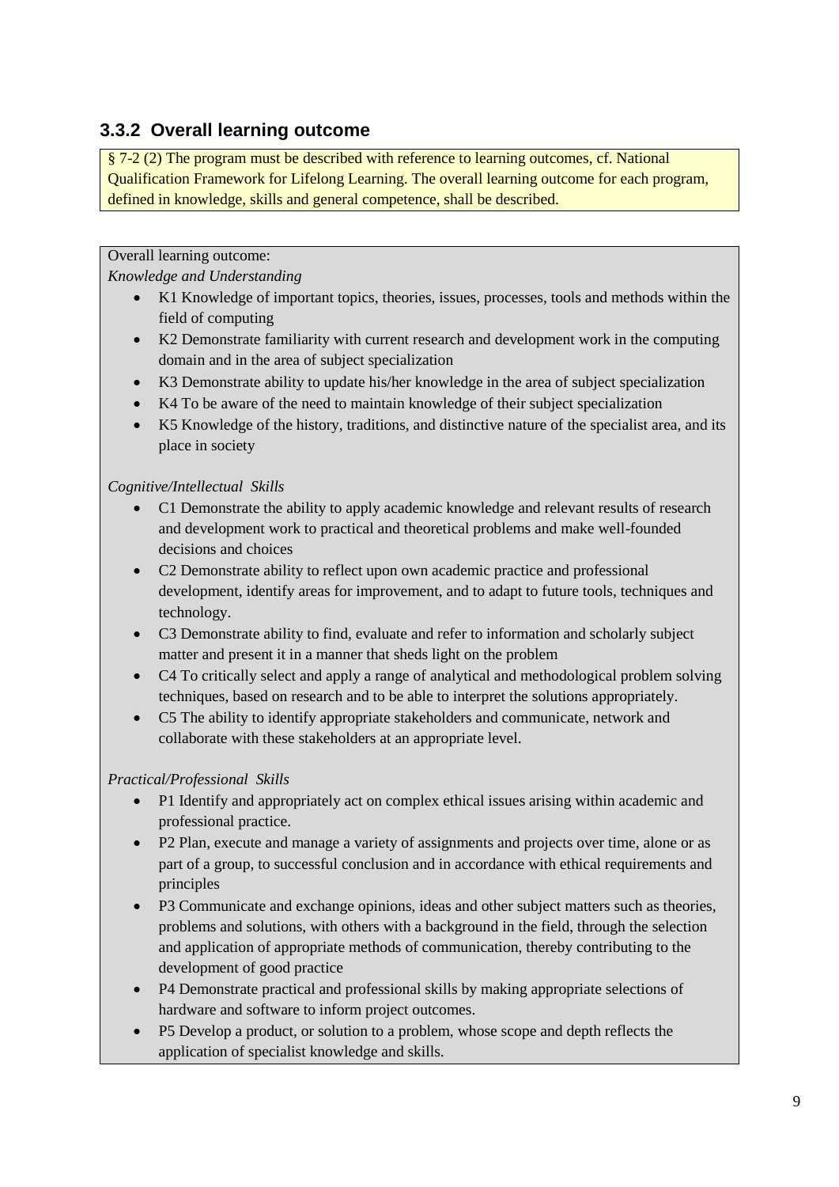### 3.3.2 Overall learning outcome

§ 7-2 (2) The program must be described with reference to learning outcomes, cf. National Qualification Framework for Lifelong Learning. The overall learning outcome for each program, defined in knowledge, skills and general competence, shall be described.

Overall learning outcome:

*Knowledge and Understanding*

- K1 Knowledge of important topics, theories, issues, processes, tools and methods within the field of computing
- K2 Demonstrate familiarity with current research and development work in the computing domain and in the area of subject specialization
- K3 Demonstrate ability to update his/her knowledge in the area of subject specialization
- K4 To be aware of the need to maintain knowledge of their subject specialization
- K5 Knowledge of the history, traditions, and distinctive nature of the specialist area, and its place in society

*Cognitive/Intellectual Skills*

- C1 Demonstrate the ability to apply academic knowledge and relevant results of research and development work to practical and theoretical problems and make well-founded decisions and choices
- C2 Demonstrate ability to reflect upon own academic practice and professional development, identify areas for improvement, and to adapt to future tools, techniques and technology.
- C3 Demonstrate ability to find, evaluate and refer to information and scholarly subject matter and present it in a manner that sheds light on the problem
- C4 To critically select and apply a range of analytical and methodological problem solving techniques, based on research and to be able to interpret the solutions appropriately.
- C5 The ability to identify appropriate stakeholders and communicate, network and collaborate with these stakeholders at an appropriate level.

*Practical/Professional Skills*

- P1 Identify and appropriately act on complex ethical issues arising within academic and professional practice.
- P2 Plan, execute and manage a variety of assignments and projects over time, alone or as part of a group, to successful conclusion and in accordance with ethical requirements and principles
- P3 Communicate and exchange opinions, ideas and other subject matters such as theories, problems and solutions, with others with a background in the field, through the selection and application of appropriate methods of communication, thereby contributing to the development of good practice
- P4 Demonstrate practical and professional skills by making appropriate selections of hardware and software to inform project outcomes.
- P5 Develop a product, or solution to a problem, whose scope and depth reflects the application of specialist knowledge and skills.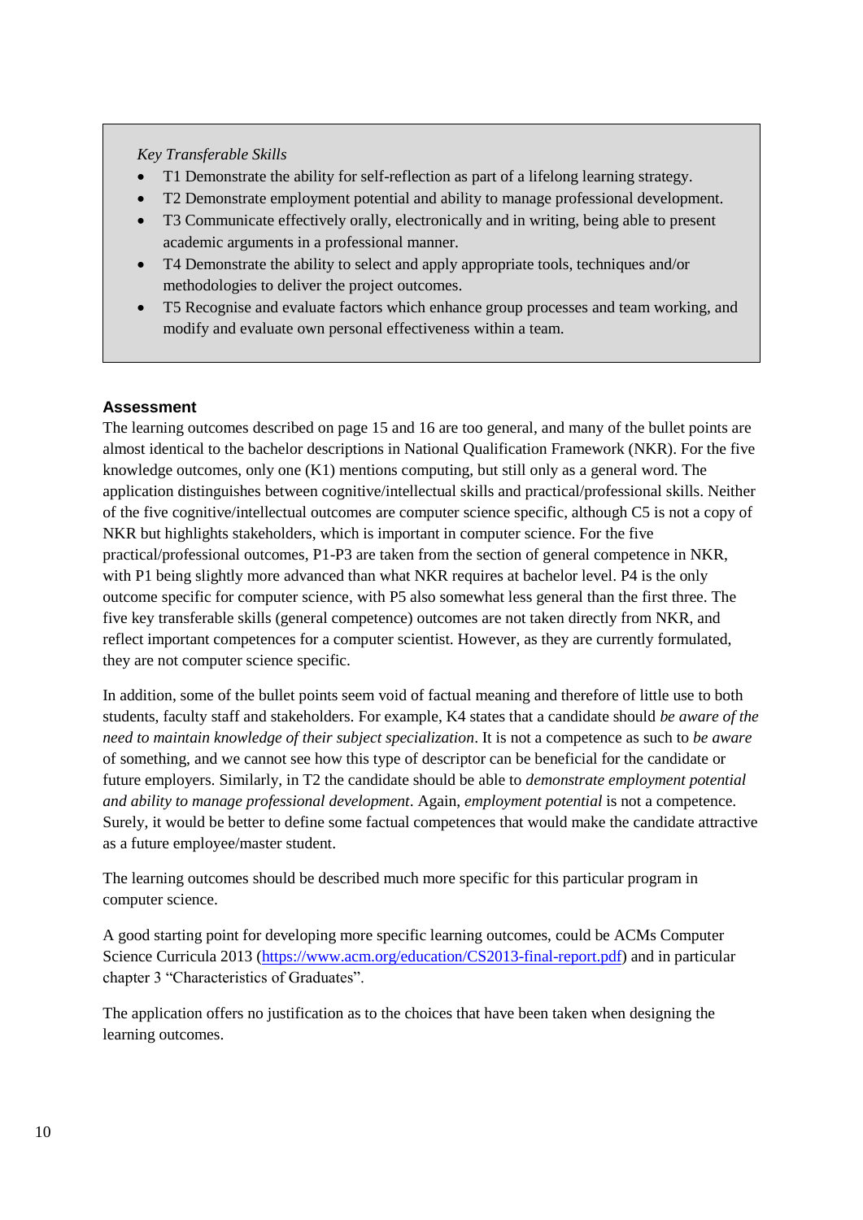*Key Transferable Skills*

- T1 Demonstrate the ability for self-reflection as part of a lifelong learning strategy.
- T2 Demonstrate employment potential and ability to manage professional development.
- T3 Communicate effectively orally, electronically and in writing, being able to present academic arguments in a professional manner.
- T4 Demonstrate the ability to select and apply appropriate tools, techniques and/or methodologies to deliver the project outcomes.
- T5 Recognise and evaluate factors which enhance group processes and team working, and modify and evaluate own personal effectiveness within a team.

### Assessment

The learning outcomes described on page 15 and 16 are too general, and many of the bullet points are almost identical to the bachelor descriptions in National Qualification Framework (NKR). For the five knowledge outcomes, only one (K1) mentions computing, but still only as a general word. The application distinguishes between cognitive/intellectual skills and practical/professional skills. Neither of the five cognitive/intellectual outcomes are computer science specific, although C5 is not a copy of NKR but highlights stakeholders, which is important in computer science. For the five practical/professional outcomes, P1-P3 are taken from the section of general competence in NKR, with P1 being slightly more advanced than what NKR requires at bachelor level. P4 is the only outcome specific for computer science, with P5 also somewhat less general than the first three. The five key transferable skills (general competence) outcomes are not taken directly from NKR, and reflect important competences for a computer scientist. However, as they are currently formulated, they are not computer science specific.

In addition, some of the bullet points seem void of factual meaning and therefore of little use to both students, faculty staff and stakeholders. For example, K4 states that a candidate should *be aware of the need to maintain knowledge of their subject specialization*. It is not a competence as such to *be aware* of something, and we cannot see how this type of descriptor can be beneficial for the candidate or future employers. Similarly, in T2 the candidate should be able to *demonstrate employment potential and ability to manage professional development*. Again, *employment potential* is not a competence. Surely, it would be better to define some factual competences that would make the candidate attractive as a future employee/master student.

The learning outcomes should be described much more specific for this particular program in computer science.

A good starting point for developing more specific learning outcomes, could be ACMs Computer Science Curricula 2013 (https://www.acm.org/education/CS2013-final-report.pdf) and in particular chapter 3 "Characteristics of Graduates".

The application offers no justification as to the choices that have been taken when designing the learning outcomes.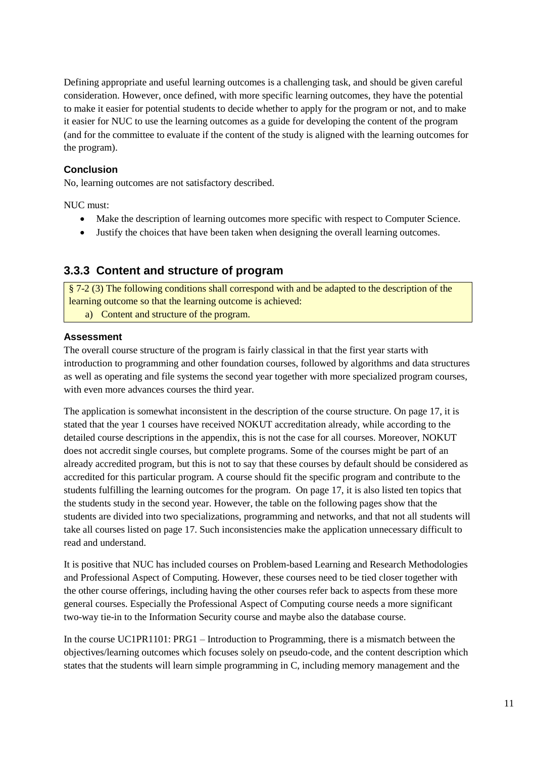Defining appropriate and useful learning outcomes is a challenging task, and should be given careful consideration. However, once defined, with more specific learning outcomes, they have the potential to make it easier for potential students to decide whether to apply for the program or not, and to make it easier for NUC to use the learning outcomes as a guide for developing the content of the program (and for the committee to evaluate if the content of the study is aligned with the learning outcomes for the program).

#### Conclusion

No, learning outcomes are not satisfactory described.

NUC must:

- Make the description of learning outcomes more specific with respect to Computer Science.
- Justify the choices that have been taken when designing the overall learning outcomes.

### 3.3.3 Content and structure of program

§ 7-2 (3) The following conditions shall correspond with and be adapted to the description of the learning outcome so that the learning outcome is achieved:

a) Content and structure of the program.

#### Assessment

The overall course structure of the program is fairly classical in that the first year starts with introduction to programming and other foundation courses, followed by algorithms and data structures as well as operating and file systems the second year together with more specialized program courses, with even more advances courses the third year.

The application is somewhat inconsistent in the description of the course structure. On page 17, it is stated that the year 1 courses have received NOKUT accreditation already, while according to the detailed course descriptions in the appendix, this is not the case for all courses. Moreover, NOKUT does not accredit single courses, but complete programs. Some of the courses might be part of an already accredited program, but this is not to say that these courses by default should be considered as accredited for this particular program. A course should fit the specific program and contribute to the students fulfilling the learning outcomes for the program. On page 17, it is also listed ten topics that the students study in the second year. However, the table on the following pages show that the students are divided into two specializations, programming and networks, and that not all students will take all courses listed on page 17. Such inconsistencies make the application unnecessary difficult to read and understand.

It is positive that NUC has included courses on Problem-based Learning and Research Methodologies and Professional Aspect of Computing. However, these courses need to be tied closer together with the other course offerings, including having the other courses refer back to aspects from these more general courses. Especially the Professional Aspect of Computing course needs a more significant two-way tie-in to the Information Security course and maybe also the database course.

In the course UC1PR1101: PRG1 – Introduction to Programming, there is a mismatch between the objectives/learning outcomes which focuses solely on pseudo-code, and the content description which states that the students will learn simple programming in C, including memory management and the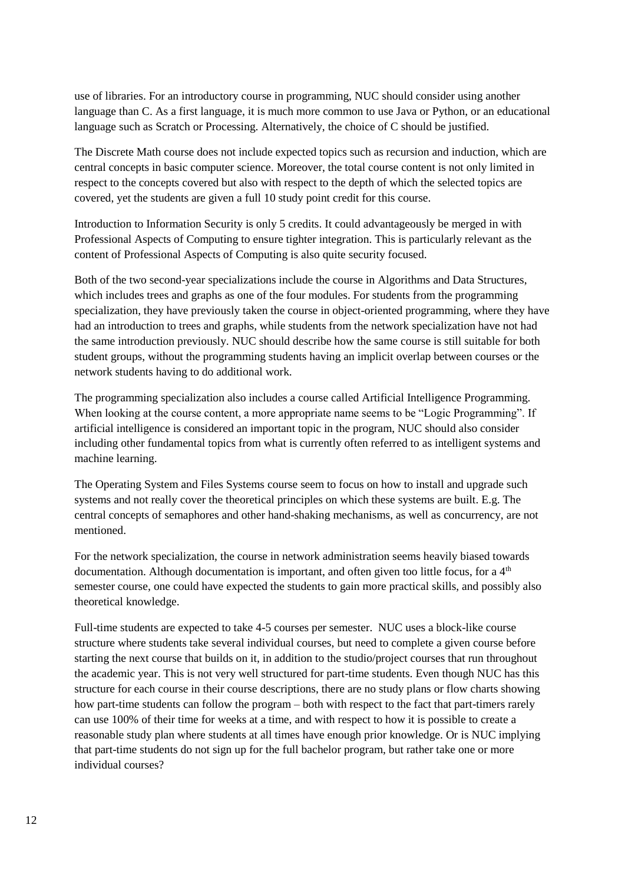use of libraries. For an introductory course in programming, NUC should consider using another language than C. As a first language, it is much more common to use Java or Python, or an educational language such as Scratch or Processing. Alternatively, the choice of C should be justified.

The Discrete Math course does not include expected topics such as recursion and induction, which are central concepts in basic computer science. Moreover, the total course content is not only limited in respect to the concepts covered but also with respect to the depth of which the selected topics are covered, yet the students are given a full 10 study point credit for this course.

Introduction to Information Security is only 5 credits. It could advantageously be merged in with Professional Aspects of Computing to ensure tighter integration. This is particularly relevant as the content of Professional Aspects of Computing is also quite security focused.

Both of the two second-year specializations include the course in Algorithms and Data Structures, which includes trees and graphs as one of the four modules. For students from the programming specialization, they have previously taken the course in object-oriented programming, where they have had an introduction to trees and graphs, while students from the network specialization have not had the same introduction previously. NUC should describe how the same course is still suitable for both student groups, without the programming students having an implicit overlap between courses or the network students having to do additional work.

The programming specialization also includes a course called Artificial Intelligence Programming. When looking at the course content, a more appropriate name seems to be "Logic Programming". If artificial intelligence is considered an important topic in the program, NUC should also consider including other fundamental topics from what is currently often referred to as intelligent systems and machine learning.

The Operating System and Files Systems course seem to focus on how to install and upgrade such systems and not really cover the theoretical principles on which these systems are built. E.g. The central concepts of semaphores and other hand-shaking mechanisms, as well as concurrency, are not mentioned.

For the network specialization, the course in network administration seems heavily biased towards documentation. Although documentation is important, and often given too little focus, for a 4th semester course, one could have expected the students to gain more practical skills, and possibly also theoretical knowledge.

Full-time students are expected to take 4-5 courses per semester. NUC uses a block-like course structure where students take several individual courses, but need to complete a given course before starting the next course that builds on it, in addition to the studio/project courses that run throughout the academic year. This is not very well structured for part-time students. Even though NUC has this structure for each course in their course descriptions, there are no study plans or flow charts showing how part-time students can follow the program – both with respect to the fact that part-timers rarely can use 100% of their time for weeks at a time, and with respect to how it is possible to create a reasonable study plan where students at all times have enough prior knowledge. Or is NUC implying that part-time students do not sign up for the full bachelor program, but rather take one or more individual courses?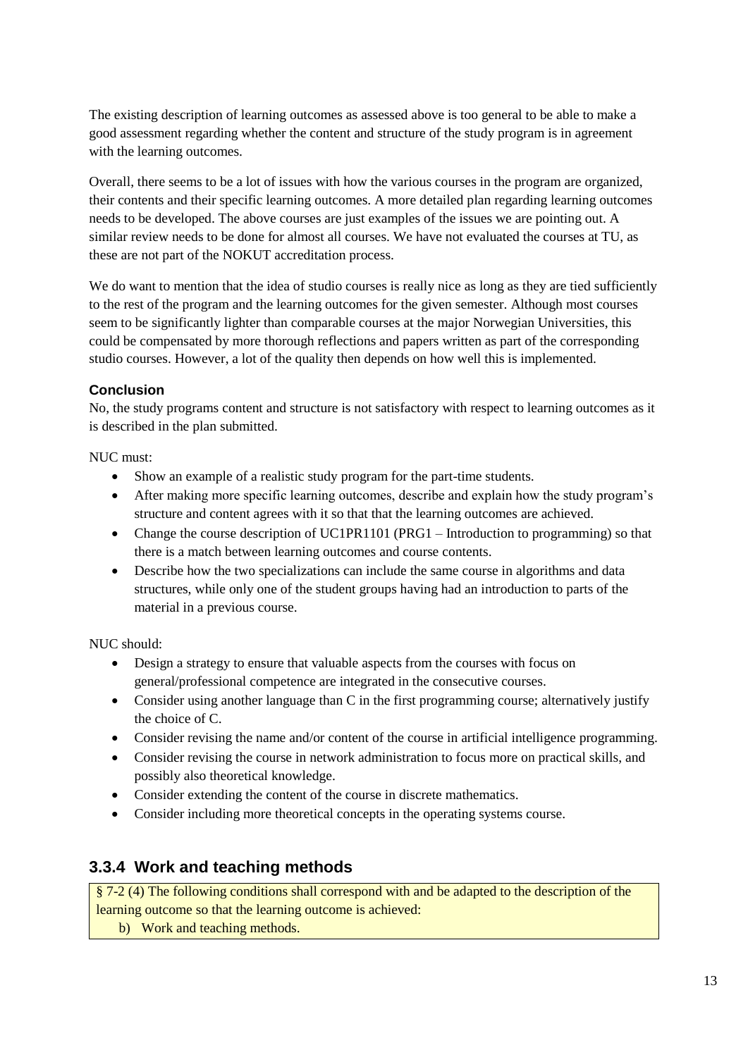The existing description of learning outcomes as assessed above is too general to be able to make a good assessment regarding whether the content and structure of the study program is in agreement with the learning outcomes.

Overall, there seems to be a lot of issues with how the various courses in the program are organized, their contents and their specific learning outcomes. A more detailed plan regarding learning outcomes needs to be developed. The above courses are just examples of the issues we are pointing out. A similar review needs to be done for almost all courses. We have not evaluated the courses at TU, as these are not part of the NOKUT accreditation process.

We do want to mention that the idea of studio courses is really nice as long as they are tied sufficiently to the rest of the program and the learning outcomes for the given semester. Although most courses seem to be significantly lighter than comparable courses at the major Norwegian Universities, this could be compensated by more thorough reflections and papers written as part of the corresponding studio courses. However, a lot of the quality then depends on how well this is implemented.

#### Conclusion

No, the study programs content and structure is not satisfactory with respect to learning outcomes as it is described in the plan submitted.

NUC must:

- Show an example of a realistic study program for the part-time students.
- After making more specific learning outcomes, describe and explain how the study program's structure and content agrees with it so that that the learning outcomes are achieved.
- Change the course description of UC1PR1101 (PRG1 – Introduction to programming) so that there is a match between learning outcomes and course contents.
- Describe how the two specializations can include the same course in algorithms and data structures, while only one of the student groups having had an introduction to parts of the material in a previous course.

NUC should:

- Design a strategy to ensure that valuable aspects from the courses with focus on general/professional competence are integrated in the consecutive courses.
- Consider using another language than C in the first programming course; alternatively justify the choice of C.
- Consider revising the name and/or content of the course in artificial intelligence programming.
- Consider revising the course in network administration to focus more on practical skills, and possibly also theoretical knowledge.
- Consider extending the content of the course in discrete mathematics.
- Consider including more theoretical concepts in the operating systems course.

### 3.3.4 Work and teaching methods

§ 7-2 (4) The following conditions shall correspond with and be adapted to the description of the learning outcome so that the learning outcome is achieved:

b) Work and teaching methods.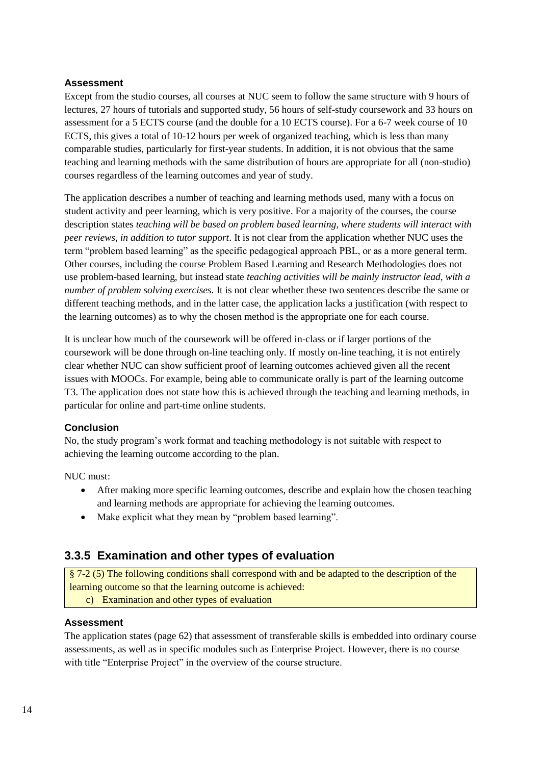#### Assessment

Except from the studio courses, all courses at NUC seem to follow the same structure with 9 hours of lectures, 27 hours of tutorials and supported study, 56 hours of self-study coursework and 33 hours on assessment for a 5 ECTS course (and the double for a 10 ECTS course). For a 6-7 week course of 10 ECTS, this gives a total of 10-12 hours per week of organized teaching, which is less than many comparable studies, particularly for first-year students. In addition, it is not obvious that the same teaching and learning methods with the same distribution of hours are appropriate for all (non-studio) courses regardless of the learning outcomes and year of study.

The application describes a number of teaching and learning methods used, many with a focus on student activity and peer learning, which is very positive. For a majority of the courses, the course description states *teaching will be based on problem based learning, where students will interact with peer reviews, in addition to tutor support*. It is not clear from the application whether NUC uses the term "problem based learning" as the specific pedagogical approach PBL, or as a more general term. Other courses, including the course Problem Based Learning and Research Methodologies does not use problem-based learning, but instead state *teaching activities will be mainly instructor lead, with a number of problem solving exercises.* It is not clear whether these two sentences describe the same or different teaching methods, and in the latter case, the application lacks a justification (with respect to the learning outcomes) as to why the chosen method is the appropriate one for each course.

It is unclear how much of the coursework will be offered in-class or if larger portions of the coursework will be done through on-line teaching only. If mostly on-line teaching, it is not entirely clear whether NUC can show sufficient proof of learning outcomes achieved given all the recent issues with MOOCs. For example, being able to communicate orally is part of the learning outcome T3. The application does not state how this is achieved through the teaching and learning methods, in particular for online and part-time online students.

#### Conclusion

No, the study program's work format and teaching methodology is not suitable with respect to achieving the learning outcome according to the plan.

NUC must:

- After making more specific learning outcomes, describe and explain how the chosen teaching and learning methods are appropriate for achieving the learning outcomes.
- Make explicit what they mean by "problem based learning".

### 3.3.5 Examination and other types of evaluation

§ 7-2 (5) The following conditions shall correspond with and be adapted to the description of the learning outcome so that the learning outcome is achieved:

c) Examination and other types of evaluation

#### Assessment

The application states (page 62) that assessment of transferable skills is embedded into ordinary course assessments, as well as in specific modules such as Enterprise Project. However, there is no course with title "Enterprise Project" in the overview of the course structure.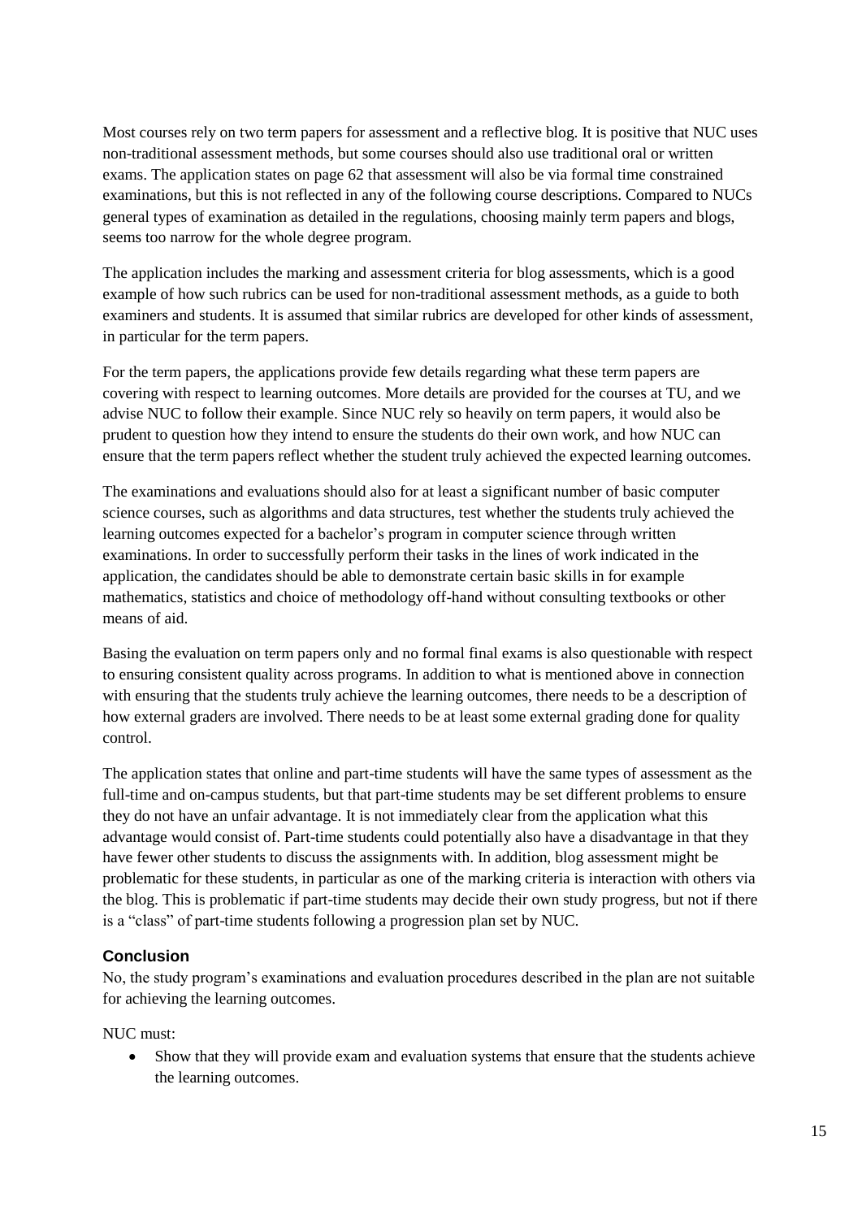Most courses rely on two term papers for assessment and a reflective blog. It is positive that NUC uses non-traditional assessment methods, but some courses should also use traditional oral or written exams. The application states on page 62 that assessment will also be via formal time constrained examinations, but this is not reflected in any of the following course descriptions. Compared to NUCs general types of examination as detailed in the regulations, choosing mainly term papers and blogs, seems too narrow for the whole degree program.

The application includes the marking and assessment criteria for blog assessments, which is a good example of how such rubrics can be used for non-traditional assessment methods, as a guide to both examiners and students. It is assumed that similar rubrics are developed for other kinds of assessment, in particular for the term papers.

For the term papers, the applications provide few details regarding what these term papers are covering with respect to learning outcomes. More details are provided for the courses at TU, and we advise NUC to follow their example. Since NUC rely so heavily on term papers, it would also be prudent to question how they intend to ensure the students do their own work, and how NUC can ensure that the term papers reflect whether the student truly achieved the expected learning outcomes.

The examinations and evaluations should also for at least a significant number of basic computer science courses, such as algorithms and data structures, test whether the students truly achieved the learning outcomes expected for a bachelor's program in computer science through written examinations. In order to successfully perform their tasks in the lines of work indicated in the application, the candidates should be able to demonstrate certain basic skills in for example mathematics, statistics and choice of methodology off-hand without consulting textbooks or other means of aid.

Basing the evaluation on term papers only and no formal final exams is also questionable with respect to ensuring consistent quality across programs. In addition to what is mentioned above in connection with ensuring that the students truly achieve the learning outcomes, there needs to be a description of how external graders are involved. There needs to be at least some external grading done for quality control.

The application states that online and part-time students will have the same types of assessment as the full-time and on-campus students, but that part-time students may be set different problems to ensure they do not have an unfair advantage. It is not immediately clear from the application what this advantage would consist of. Part-time students could potentially also have a disadvantage in that they have fewer other students to discuss the assignments with. In addition, blog assessment might be problematic for these students, in particular as one of the marking criteria is interaction with others via the blog. This is problematic if part-time students may decide their own study progress, but not if there is a "class" of part-time students following a progression plan set by NUC.

### Conclusion

No, the study program's examinations and evaluation procedures described in the plan are not suitable for achieving the learning outcomes.

NUC must:

- Show that they will provide exam and evaluation systems that ensure that the students achieve the learning outcomes.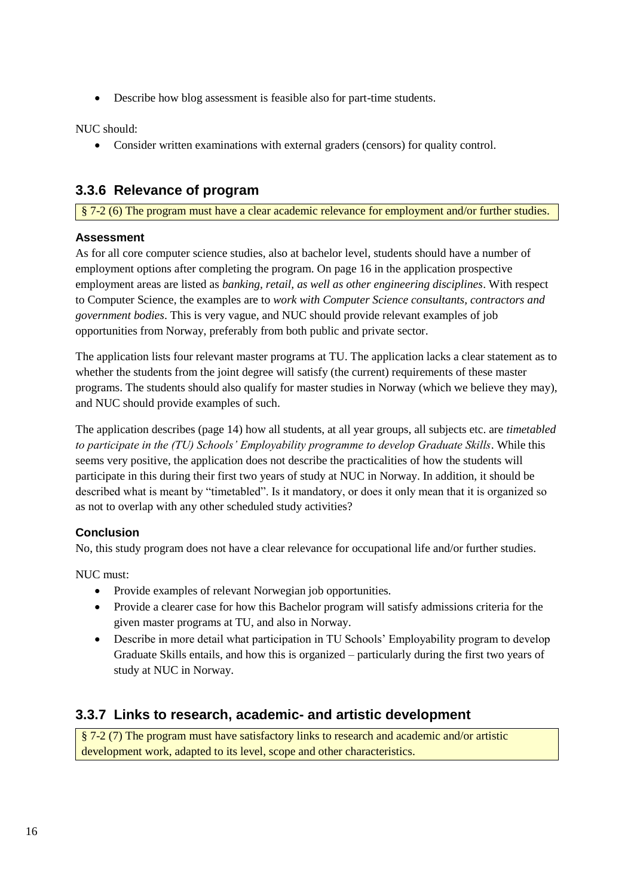- Describe how blog assessment is feasible also for part-time students.

NUC should:

- Consider written examinations with external graders (censors) for quality control.

### 3.3.6 Relevance of program

§ 7-2 (6) The program must have a clear academic relevance for employment and/or further studies.

#### Assessment

As for all core computer science studies, also at bachelor level, students should have a number of employment options after completing the program. On page 16 in the application prospective employment areas are listed as *banking, retail, as well as other engineering disciplines*. With respect to Computer Science, the examples are to *work with Computer Science consultants, contractors and government bodies*. This is very vague, and NUC should provide relevant examples of job opportunities from Norway, preferably from both public and private sector.

The application lists four relevant master programs at TU. The application lacks a clear statement as to whether the students from the joint degree will satisfy (the current) requirements of these master programs. The students should also qualify for master studies in Norway (which we believe they may), and NUC should provide examples of such.

The application describes (page 14) how all students, at all year groups, all subjects etc. are *timetabled to participate in the (TU) Schools' Employability programme to develop Graduate Skills*. While this seems very positive, the application does not describe the practicalities of how the students will participate in this during their first two years of study at NUC in Norway. In addition, it should be described what is meant by "timetabled". Is it mandatory, or does it only mean that it is organized so as not to overlap with any other scheduled study activities?

#### Conclusion

No, this study program does not have a clear relevance for occupational life and/or further studies.

NUC must:

- Provide examples of relevant Norwegian job opportunities.
- Provide a clearer case for how this Bachelor program will satisfy admissions criteria for the given master programs at TU, and also in Norway.
- Describe in more detail what participation in TU Schools' Employability program to develop Graduate Skills entails, and how this is organized – particularly during the first two years of study at NUC in Norway.

### 3.3.7 Links to research, academic- and artistic development

§ 7-2 (7) The program must have satisfactory links to research and academic and/or artistic development work, adapted to its level, scope and other characteristics.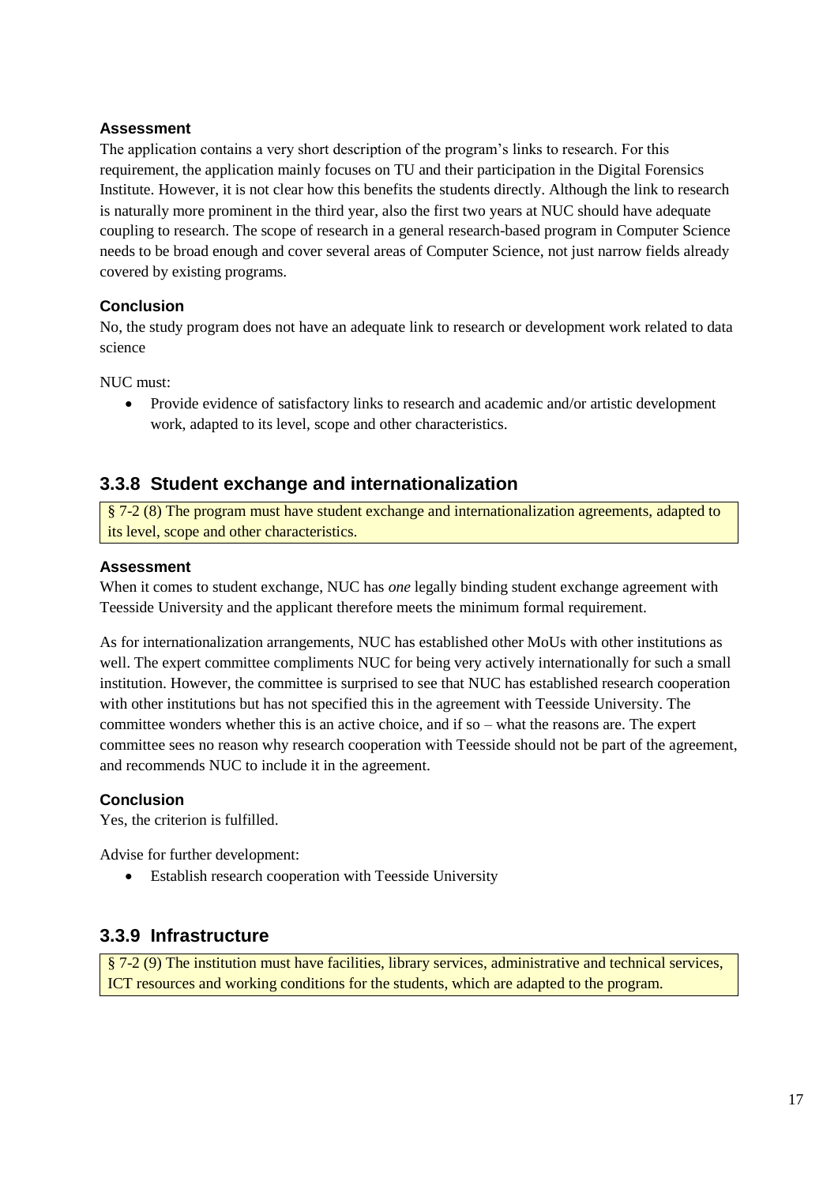#### Assessment

The application contains a very short description of the program's links to research. For this requirement, the application mainly focuses on TU and their participation in the Digital Forensics Institute. However, it is not clear how this benefits the students directly. Although the link to research is naturally more prominent in the third year, also the first two years at NUC should have adequate coupling to research. The scope of research in a general research-based program in Computer Science needs to be broad enough and cover several areas of Computer Science, not just narrow fields already covered by existing programs.

#### Conclusion

No, the study program does not have an adequate link to research or development work related to data science

NUC must:

- Provide evidence of satisfactory links to research and academic and/or artistic development work, adapted to its level, scope and other characteristics.

### 3.3.8 Student exchange and internationalization

§ 7-2 (8) The program must have student exchange and internationalization agreements, adapted to its level, scope and other characteristics.

#### Assessment

When it comes to student exchange, NUC has *one* legally binding student exchange agreement with Teesside University and the applicant therefore meets the minimum formal requirement.

As for internationalization arrangements, NUC has established other MoUs with other institutions as well. The expert committee compliments NUC for being very actively internationally for such a small institution. However, the committee is surprised to see that NUC has established research cooperation with other institutions but has not specified this in the agreement with Teesside University. The committee wonders whether this is an active choice, and if so – what the reasons are. The expert committee sees no reason why research cooperation with Teesside should not be part of the agreement, and recommends NUC to include it in the agreement.

#### Conclusion

Yes, the criterion is fulfilled.

Advise for further development:

- Establish research cooperation with Teesside University

### 3.3.9 Infrastructure

§ 7-2 (9) The institution must have facilities, library services, administrative and technical services, ICT resources and working conditions for the students, which are adapted to the program.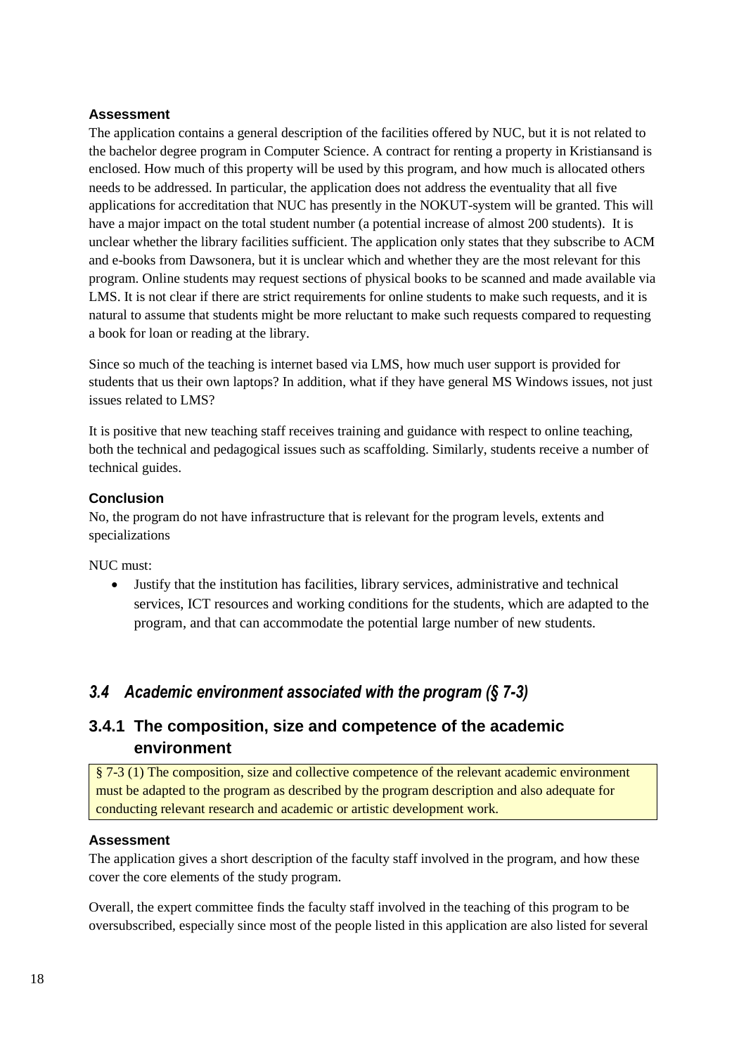**Assessment**

The application contains a general description of the facilities offered by NUC, but it is not related to the bachelor degree program in Computer Science. A contract for renting a property in Kristiansand is enclosed. How much of this property will be used by this program, and how much is allocated others needs to be addressed. In particular, the application does not address the eventuality that all five applications for accreditation that NUC has presently in the NOKUT-system will be granted. This will have a major impact on the total student number (a potential increase of almost 200 students). It is unclear whether the library facilities sufficient. The application only states that they subscribe to ACM and e-books from Dawsonera, but it is unclear which and whether they are the most relevant for this program. Online students may request sections of physical books to be scanned and made available via LMS. It is not clear if there are strict requirements for online students to make such requests, and it is natural to assume that students might be more reluctant to make such requests compared to requesting a book for loan or reading at the library.

Since so much of the teaching is internet based via LMS, how much user support is provided for students that us their own laptops? In addition, what if they have general MS Windows issues, not just issues related to LMS?

It is positive that new teaching staff receives training and guidance with respect to online teaching, both the technical and pedagogical issues such as scaffolding. Similarly, students receive a number of technical guides.

**Conclusion**

No, the program do not have infrastructure that is relevant for the program levels, extents and specializations

NUC must:

- Justify that the institution has facilities, library services, administrative and technical services, ICT resources and working conditions for the students, which are adapted to the program, and that can accommodate the potential large number of new students.

## *3.4 Academic environment associated with the program (§ 7-3)*

### 3.4.1 The composition, size and competence of the academic environment

> § 7-3 (1) The composition, size and collective competence of the relevant academic environment must be adapted to the program as described by the program description and also adequate for conducting relevant research and academic or artistic development work.

**Assessment**

The application gives a short description of the faculty staff involved in the program, and how these cover the core elements of the study program.

Overall, the expert committee finds the faculty staff involved in the teaching of this program to be oversubscribed, especially since most of the people listed in this application are also listed for several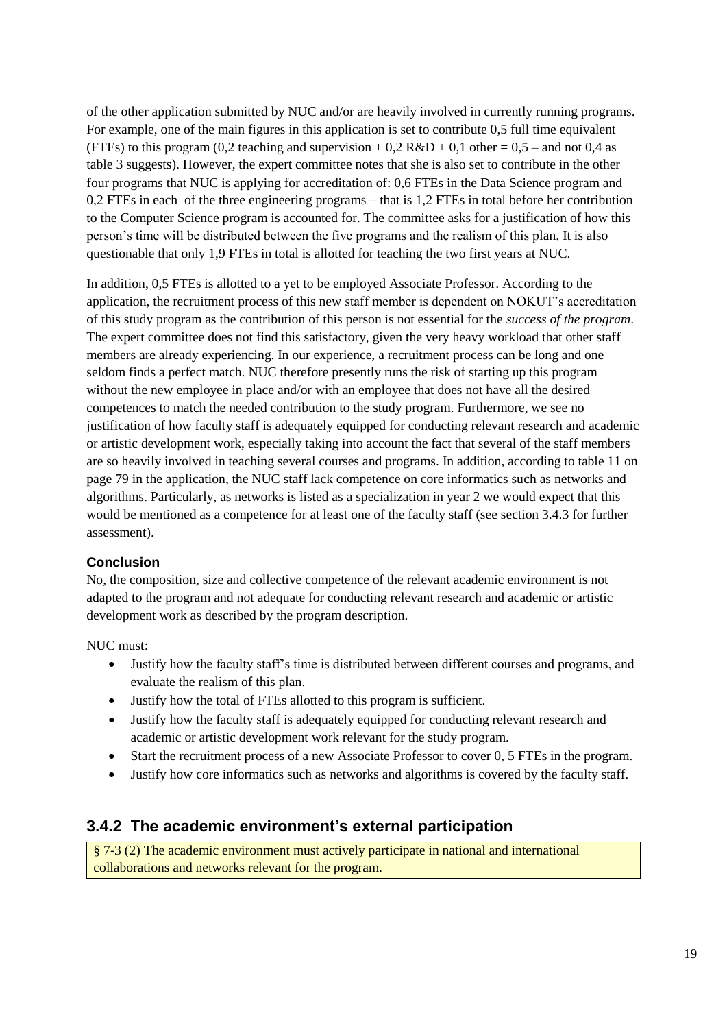of the other application submitted by NUC and/or are heavily involved in currently running programs. For example, one of the main figures in this application is set to contribute 0,5 full time equivalent (FTEs) to this program (0,2 teaching and supervision + 0,2 R&D + 0,1 other = 0,5 – and not 0,4 as table 3 suggests). However, the expert committee notes that she is also set to contribute in the other four programs that NUC is applying for accreditation of: 0,6 FTEs in the Data Science program and 0,2 FTEs in each of the three engineering programs – that is 1,2 FTEs in total before her contribution to the Computer Science program is accounted for. The committee asks for a justification of how this person's time will be distributed between the five programs and the realism of this plan. It is also questionable that only 1,9 FTEs in total is allotted for teaching the two first years at NUC.

In addition, 0,5 FTEs is allotted to a yet to be employed Associate Professor. According to the application, the recruitment process of this new staff member is dependent on NOKUT's accreditation of this study program as the contribution of this person is not essential for the *success of the program*. The expert committee does not find this satisfactory, given the very heavy workload that other staff members are already experiencing. In our experience, a recruitment process can be long and one seldom finds a perfect match. NUC therefore presently runs the risk of starting up this program without the new employee in place and/or with an employee that does not have all the desired competences to match the needed contribution to the study program. Furthermore, we see no justification of how faculty staff is adequately equipped for conducting relevant research and academic or artistic development work, especially taking into account the fact that several of the staff members are so heavily involved in teaching several courses and programs. In addition, according to table 11 on page 79 in the application, the NUC staff lack competence on core informatics such as networks and algorithms. Particularly, as networks is listed as a specialization in year 2 we would expect that this would be mentioned as a competence for at least one of the faculty staff (see section 3.4.3 for further assessment).

#### Conclusion

No, the composition, size and collective competence of the relevant academic environment is not adapted to the program and not adequate for conducting relevant research and academic or artistic development work as described by the program description.

NUC must:

- Justify how the faculty staff's time is distributed between different courses and programs, and evaluate the realism of this plan.
- Justify how the total of FTEs allotted to this program is sufficient.
- Justify how the faculty staff is adequately equipped for conducting relevant research and academic or artistic development work relevant for the study program.
- Start the recruitment process of a new Associate Professor to cover 0, 5 FTEs in the program.
- Justify how core informatics such as networks and algorithms is covered by the faculty staff.

### 3.4.2 The academic environment's external participation

§ 7-3 (2) The academic environment must actively participate in national and international collaborations and networks relevant for the program.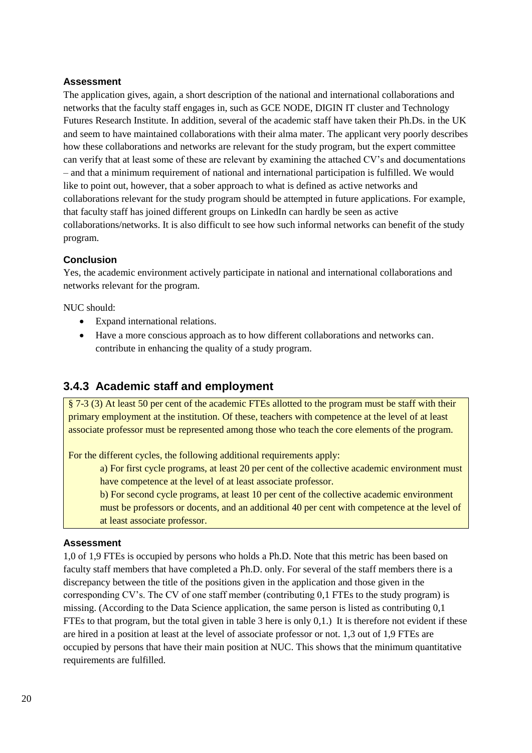**Assessment**

The application gives, again, a short description of the national and international collaborations and networks that the faculty staff engages in, such as GCE NODE, DIGIN IT cluster and Technology Futures Research Institute. In addition, several of the academic staff have taken their Ph.Ds. in the UK and seem to have maintained collaborations with their alma mater. The applicant very poorly describes how these collaborations and networks are relevant for the study program, but the expert committee can verify that at least some of these are relevant by examining the attached CV's and documentations – and that a minimum requirement of national and international participation is fulfilled. We would like to point out, however, that a sober approach to what is defined as active networks and collaborations relevant for the study program should be attempted in future applications. For example, that faculty staff has joined different groups on LinkedIn can hardly be seen as active collaborations/networks. It is also difficult to see how such informal networks can benefit of the study program.

**Conclusion**

Yes, the academic environment actively participate in national and international collaborations and networks relevant for the program.

NUC should:

- Expand international relations.
- Have a more conscious approach as to how different collaborations and networks can. contribute in enhancing the quality of a study program.

### 3.4.3 Academic staff and employment

> § 7-3 (3) At least 50 per cent of the academic FTEs allotted to the program must be staff with their primary employment at the institution. Of these, teachers with competence at the level of at least associate professor must be represented among those who teach the core elements of the program.
>
> For the different cycles, the following additional requirements apply:
>
> a) For first cycle programs, at least 20 per cent of the collective academic environment must have competence at the level of at least associate professor.
>
> b) For second cycle programs, at least 10 per cent of the collective academic environment must be professors or docents, and an additional 40 per cent with competence at the level of at least associate professor.

**Assessment**

1,0 of 1,9 FTEs is occupied by persons who holds a Ph.D. Note that this metric has been based on faculty staff members that have completed a Ph.D. only. For several of the staff members there is a discrepancy between the title of the positions given in the application and those given in the corresponding CV's. The CV of one staff member (contributing 0,1 FTEs to the study program) is missing. (According to the Data Science application, the same person is listed as contributing 0,1 FTEs to that program, but the total given in table 3 here is only 0,1.) It is therefore not evident if these are hired in a position at least at the level of associate professor or not. 1,3 out of 1,9 FTEs are occupied by persons that have their main position at NUC. This shows that the minimum quantitative requirements are fulfilled.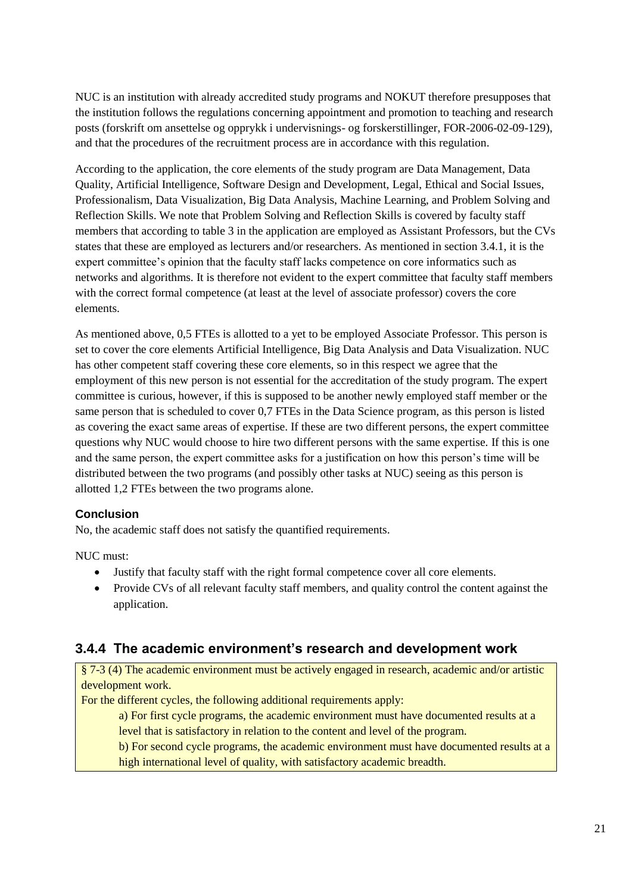NUC is an institution with already accredited study programs and NOKUT therefore presupposes that the institution follows the regulations concerning appointment and promotion to teaching and research posts (forskrift om ansettelse og opprykk i undervisnings- og forskerstillinger, FOR-2006-02-09-129), and that the procedures of the recruitment process are in accordance with this regulation.

According to the application, the core elements of the study program are Data Management, Data Quality, Artificial Intelligence, Software Design and Development, Legal, Ethical and Social Issues, Professionalism, Data Visualization, Big Data Analysis, Machine Learning, and Problem Solving and Reflection Skills. We note that Problem Solving and Reflection Skills is covered by faculty staff members that according to table 3 in the application are employed as Assistant Professors, but the CVs states that these are employed as lecturers and/or researchers. As mentioned in section 3.4.1, it is the expert committee's opinion that the faculty staff lacks competence on core informatics such as networks and algorithms. It is therefore not evident to the expert committee that faculty staff members with the correct formal competence (at least at the level of associate professor) covers the core elements.

As mentioned above, 0,5 FTEs is allotted to a yet to be employed Associate Professor. This person is set to cover the core elements Artificial Intelligence, Big Data Analysis and Data Visualization. NUC has other competent staff covering these core elements, so in this respect we agree that the employment of this new person is not essential for the accreditation of the study program. The expert committee is curious, however, if this is supposed to be another newly employed staff member or the same person that is scheduled to cover 0,7 FTEs in the Data Science program, as this person is listed as covering the exact same areas of expertise. If these are two different persons, the expert committee questions why NUC would choose to hire two different persons with the same expertise. If this is one and the same person, the expert committee asks for a justification on how this person's time will be distributed between the two programs (and possibly other tasks at NUC) seeing as this person is allotted 1,2 FTEs between the two programs alone.

#### Conclusion

No, the academic staff does not satisfy the quantified requirements.

NUC must:

- Justify that faculty staff with the right formal competence cover all core elements.
- Provide CVs of all relevant faculty staff members, and quality control the content against the application.

### 3.4.4 The academic environment's research and development work

§ 7-3 (4) The academic environment must be actively engaged in research, academic and/or artistic development work.
For the different cycles, the following additional requirements apply:

> a) For first cycle programs, the academic environment must have documented results at a level that is satisfactory in relation to the content and level of the program.
> b) For second cycle programs, the academic environment must have documented results at a high international level of quality, with satisfactory academic breadth.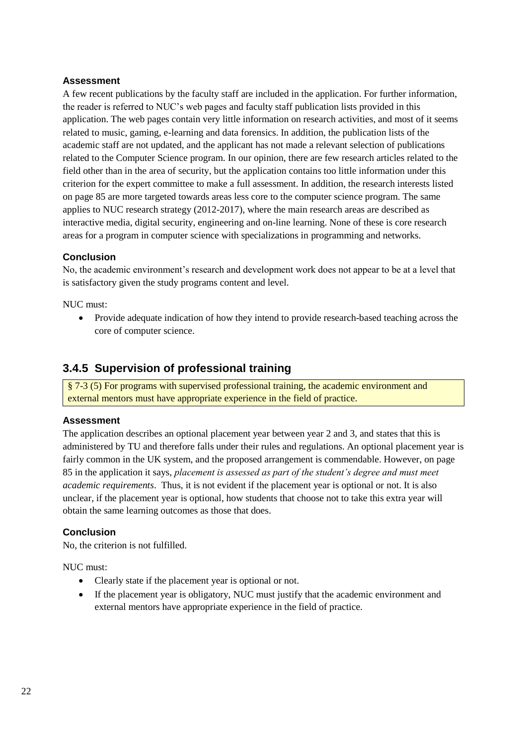#### Assessment

A few recent publications by the faculty staff are included in the application. For further information, the reader is referred to NUC's web pages and faculty staff publication lists provided in this application. The web pages contain very little information on research activities, and most of it seems related to music, gaming, e-learning and data forensics. In addition, the publication lists of the academic staff are not updated, and the applicant has not made a relevant selection of publications related to the Computer Science program. In our opinion, there are few research articles related to the field other than in the area of security, but the application contains too little information under this criterion for the expert committee to make a full assessment. In addition, the research interests listed on page 85 are more targeted towards areas less core to the computer science program. The same applies to NUC research strategy (2012-2017), where the main research areas are described as interactive media, digital security, engineering and on-line learning. None of these is core research areas for a program in computer science with specializations in programming and networks.

#### Conclusion

No, the academic environment's research and development work does not appear to be at a level that is satisfactory given the study programs content and level.

NUC must:

- Provide adequate indication of how they intend to provide research-based teaching across the core of computer science.

### 3.4.5 Supervision of professional training

§ 7-3 (5) For programs with supervised professional training, the academic environment and external mentors must have appropriate experience in the field of practice.

#### Assessment

The application describes an optional placement year between year 2 and 3, and states that this is administered by TU and therefore falls under their rules and regulations. An optional placement year is fairly common in the UK system, and the proposed arrangement is commendable. However, on page 85 in the application it says, *placement is assessed as part of the student's degree and must meet academic requirements*. Thus, it is not evident if the placement year is optional or not. It is also unclear, if the placement year is optional, how students that choose not to take this extra year will obtain the same learning outcomes as those that does.

#### Conclusion

No, the criterion is not fulfilled.

NUC must:

- Clearly state if the placement year is optional or not.
- If the placement year is obligatory, NUC must justify that the academic environment and external mentors have appropriate experience in the field of practice.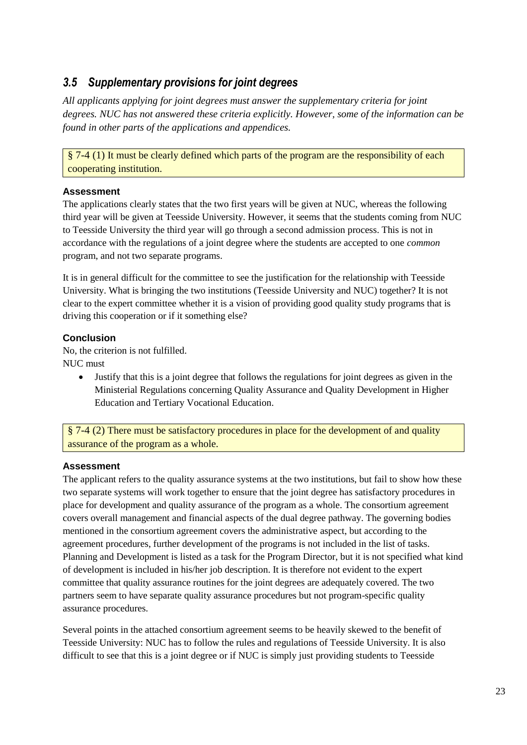### *3.5 Supplementary provisions for joint degrees*

*All applicants applying for joint degrees must answer the supplementary criteria for joint degrees. NUC has not answered these criteria explicitly. However, some of the information can be found in other parts of the applications and appendices.*

§ 7-4 (1) It must be clearly defined which parts of the program are the responsibility of each cooperating institution.

**Assessment**

The applications clearly states that the two first years will be given at NUC, whereas the following third year will be given at Teesside University. However, it seems that the students coming from NUC to Teesside University the third year will go through a second admission process. This is not in accordance with the regulations of a joint degree where the students are accepted to one *common* program, and not two separate programs.

It is in general difficult for the committee to see the justification for the relationship with Teesside University. What is bringing the two institutions (Teesside University and NUC) together? It is not clear to the expert committee whether it is a vision of providing good quality study programs that is driving this cooperation or if it something else?

**Conclusion**

No, the criterion is not fulfilled.
NUC must

- Justify that this is a joint degree that follows the regulations for joint degrees as given in the Ministerial Regulations concerning Quality Assurance and Quality Development in Higher Education and Tertiary Vocational Education.

§ 7-4 (2) There must be satisfactory procedures in place for the development of and quality assurance of the program as a whole.

**Assessment**

The applicant refers to the quality assurance systems at the two institutions, but fail to show how these two separate systems will work together to ensure that the joint degree has satisfactory procedures in place for development and quality assurance of the program as a whole. The consortium agreement covers overall management and financial aspects of the dual degree pathway. The governing bodies mentioned in the consortium agreement covers the administrative aspect, but according to the agreement procedures, further development of the programs is not included in the list of tasks. Planning and Development is listed as a task for the Program Director, but it is not specified what kind of development is included in his/her job description. It is therefore not evident to the expert committee that quality assurance routines for the joint degrees are adequately covered. The two partners seem to have separate quality assurance procedures but not program-specific quality assurance procedures.

Several points in the attached consortium agreement seems to be heavily skewed to the benefit of Teesside University: NUC has to follow the rules and regulations of Teesside University. It is also difficult to see that this is a joint degree or if NUC is simply just providing students to Teesside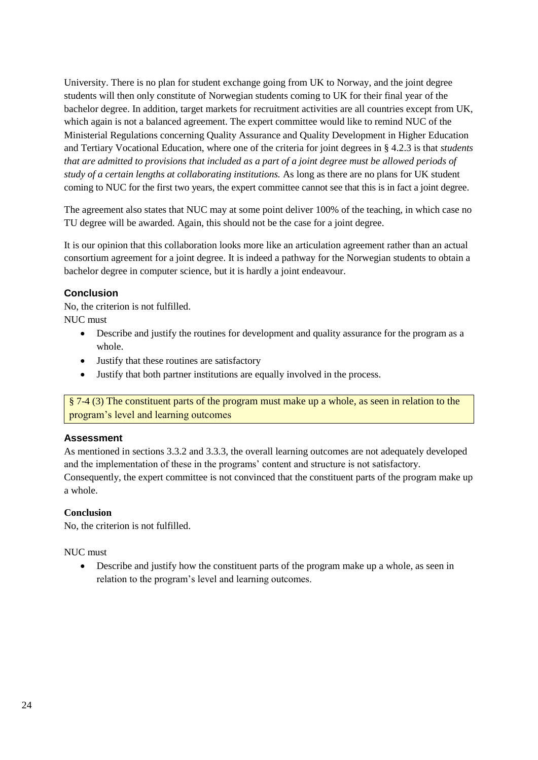University. There is no plan for student exchange going from UK to Norway, and the joint degree students will then only constitute of Norwegian students coming to UK for their final year of the bachelor degree. In addition, target markets for recruitment activities are all countries except from UK, which again is not a balanced agreement. The expert committee would like to remind NUC of the Ministerial Regulations concerning Quality Assurance and Quality Development in Higher Education and Tertiary Vocational Education, where one of the criteria for joint degrees in § 4.2.3 is that *students that are admitted to provisions that included as a part of a joint degree must be allowed periods of study of a certain lengths at collaborating institutions.* As long as there are no plans for UK student coming to NUC for the first two years, the expert committee cannot see that this is in fact a joint degree.

The agreement also states that NUC may at some point deliver 100% of the teaching, in which case no TU degree will be awarded. Again, this should not be the case for a joint degree.

It is our opinion that this collaboration looks more like an articulation agreement rather than an actual consortium agreement for a joint degree. It is indeed a pathway for the Norwegian students to obtain a bachelor degree in computer science, but it is hardly a joint endeavour.

### Conclusion

No, the criterion is not fulfilled.
NUC must

- Describe and justify the routines for development and quality assurance for the program as a whole.
- Justify that these routines are satisfactory
- Justify that both partner institutions are equally involved in the process.

§ 7-4 (3) The constituent parts of the program must make up a whole, as seen in relation to the program's level and learning outcomes

### Assessment

As mentioned in sections 3.3.2 and 3.3.3, the overall learning outcomes are not adequately developed and the implementation of these in the programs' content and structure is not satisfactory. Consequently, the expert committee is not convinced that the constituent parts of the program make up a whole.

**Conclusion**

No, the criterion is not fulfilled.

NUC must

- Describe and justify how the constituent parts of the program make up a whole, as seen in relation to the program's level and learning outcomes.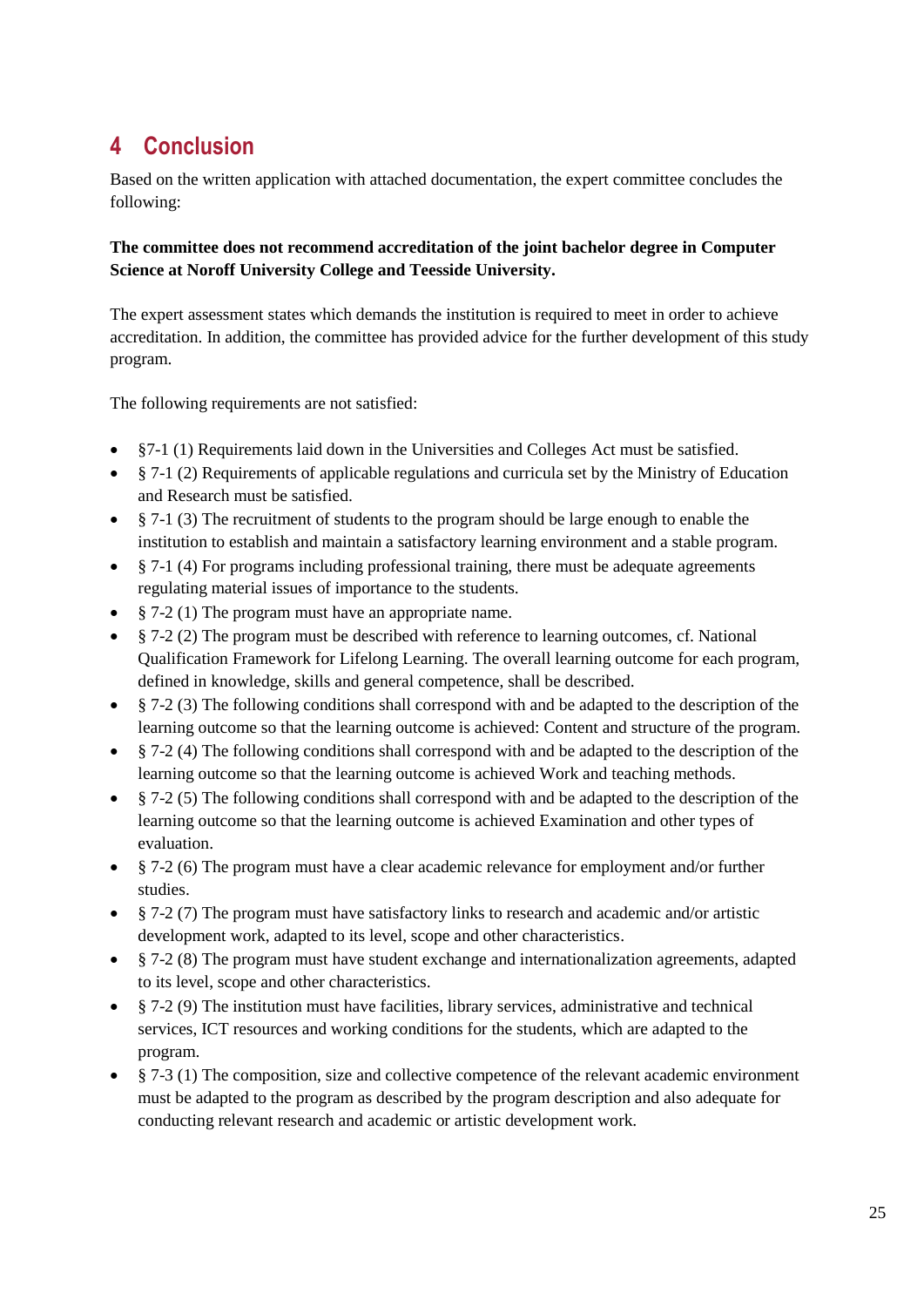# 4 Conclusion

Based on the written application with attached documentation, the expert committee concludes the following:

**The committee does not recommend accreditation of the joint bachelor degree in Computer Science at Noroff University College and Teesside University.**

The expert assessment states which demands the institution is required to meet in order to achieve accreditation. In addition, the committee has provided advice for the further development of this study program.

The following requirements are not satisfied:

- §7-1 (1) Requirements laid down in the Universities and Colleges Act must be satisfied.
- § 7-1 (2) Requirements of applicable regulations and curricula set by the Ministry of Education and Research must be satisfied.
- § 7-1 (3) The recruitment of students to the program should be large enough to enable the institution to establish and maintain a satisfactory learning environment and a stable program.
- § 7-1 (4) For programs including professional training, there must be adequate agreements regulating material issues of importance to the students.
- § 7-2 (1) The program must have an appropriate name.
- § 7-2 (2) The program must be described with reference to learning outcomes, cf. National Qualification Framework for Lifelong Learning. The overall learning outcome for each program, defined in knowledge, skills and general competence, shall be described.
- § 7-2 (3) The following conditions shall correspond with and be adapted to the description of the learning outcome so that the learning outcome is achieved: Content and structure of the program.
- § 7-2 (4) The following conditions shall correspond with and be adapted to the description of the learning outcome so that the learning outcome is achieved Work and teaching methods.
- § 7-2 (5) The following conditions shall correspond with and be adapted to the description of the learning outcome so that the learning outcome is achieved Examination and other types of evaluation.
- § 7-2 (6) The program must have a clear academic relevance for employment and/or further studies.
- § 7-2 (7) The program must have satisfactory links to research and academic and/or artistic development work, adapted to its level, scope and other characteristics.
- § 7-2 (8) The program must have student exchange and internationalization agreements, adapted to its level, scope and other characteristics.
- § 7-2 (9) The institution must have facilities, library services, administrative and technical services, ICT resources and working conditions for the students, which are adapted to the program.
- § 7-3 (1) The composition, size and collective competence of the relevant academic environment must be adapted to the program as described by the program description and also adequate for conducting relevant research and academic or artistic development work.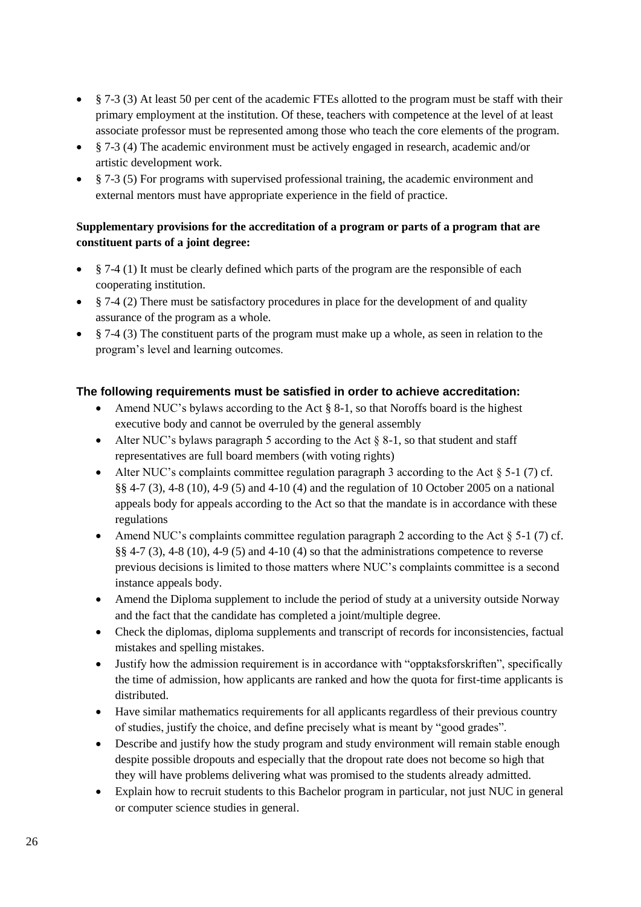- § 7-3 (3) At least 50 per cent of the academic FTEs allotted to the program must be staff with their primary employment at the institution. Of these, teachers with competence at the level of at least associate professor must be represented among those who teach the core elements of the program.
- § 7-3 (4) The academic environment must be actively engaged in research, academic and/or artistic development work.
- § 7-3 (5) For programs with supervised professional training, the academic environment and external mentors must have appropriate experience in the field of practice.

**Supplementary provisions for the accreditation of a program or parts of a program that are constituent parts of a joint degree:**

- § 7-4 (1) It must be clearly defined which parts of the program are the responsible of each cooperating institution.
- § 7-4 (2) There must be satisfactory procedures in place for the development of and quality assurance of the program as a whole.
- § 7-4 (3) The constituent parts of the program must make up a whole, as seen in relation to the program's level and learning outcomes.

**The following requirements must be satisfied in order to achieve accreditation:**

- Amend NUC's bylaws according to the Act § 8-1, so that Noroffs board is the highest executive body and cannot be overruled by the general assembly
- Alter NUC's bylaws paragraph 5 according to the Act § 8-1, so that student and staff representatives are full board members (with voting rights)
- Alter NUC's complaints committee regulation paragraph 3 according to the Act § 5-1 (7) cf. §§ 4-7 (3), 4-8 (10), 4-9 (5) and 4-10 (4) and the regulation of 10 October 2005 on a national appeals body for appeals according to the Act so that the mandate is in accordance with these regulations
- Amend NUC's complaints committee regulation paragraph 2 according to the Act § 5-1 (7) cf. §§ 4-7 (3), 4-8 (10), 4-9 (5) and 4-10 (4) so that the administrations competence to reverse previous decisions is limited to those matters where NUC's complaints committee is a second instance appeals body.
- Amend the Diploma supplement to include the period of study at a university outside Norway and the fact that the candidate has completed a joint/multiple degree.
- Check the diplomas, diploma supplements and transcript of records for inconsistencies, factual mistakes and spelling mistakes.
- Justify how the admission requirement is in accordance with "opptaksforskriften", specifically the time of admission, how applicants are ranked and how the quota for first-time applicants is distributed.
- Have similar mathematics requirements for all applicants regardless of their previous country of studies, justify the choice, and define precisely what is meant by "good grades".
- Describe and justify how the study program and study environment will remain stable enough despite possible dropouts and especially that the dropout rate does not become so high that they will have problems delivering what was promised to the students already admitted.
- Explain how to recruit students to this Bachelor program in particular, not just NUC in general or computer science studies in general.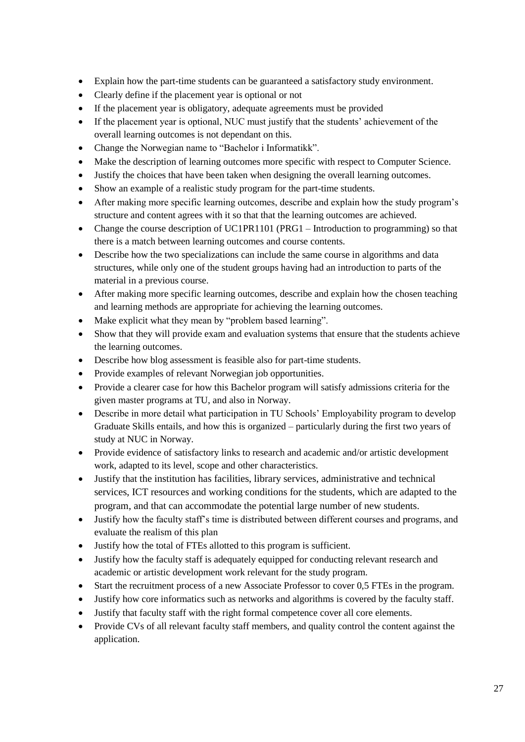- Explain how the part-time students can be guaranteed a satisfactory study environment.
- Clearly define if the placement year is optional or not
- If the placement year is obligatory, adequate agreements must be provided
- If the placement year is optional, NUC must justify that the students' achievement of the overall learning outcomes is not dependant on this.
- Change the Norwegian name to "Bachelor i Informatikk".
- Make the description of learning outcomes more specific with respect to Computer Science.
- Justify the choices that have been taken when designing the overall learning outcomes.
- Show an example of a realistic study program for the part-time students.
- After making more specific learning outcomes, describe and explain how the study program's structure and content agrees with it so that that the learning outcomes are achieved.
- Change the course description of UC1PR1101 (PRG1 – Introduction to programming) so that there is a match between learning outcomes and course contents.
- Describe how the two specializations can include the same course in algorithms and data structures, while only one of the student groups having had an introduction to parts of the material in a previous course.
- After making more specific learning outcomes, describe and explain how the chosen teaching and learning methods are appropriate for achieving the learning outcomes.
- Make explicit what they mean by "problem based learning".
- Show that they will provide exam and evaluation systems that ensure that the students achieve the learning outcomes.
- Describe how blog assessment is feasible also for part-time students.
- Provide examples of relevant Norwegian job opportunities.
- Provide a clearer case for how this Bachelor program will satisfy admissions criteria for the given master programs at TU, and also in Norway.
- Describe in more detail what participation in TU Schools' Employability program to develop Graduate Skills entails, and how this is organized – particularly during the first two years of study at NUC in Norway.
- Provide evidence of satisfactory links to research and academic and/or artistic development work, adapted to its level, scope and other characteristics.
- Justify that the institution has facilities, library services, administrative and technical services, ICT resources and working conditions for the students, which are adapted to the program, and that can accommodate the potential large number of new students.
- Justify how the faculty staff's time is distributed between different courses and programs, and evaluate the realism of this plan
- Justify how the total of FTEs allotted to this program is sufficient.
- Justify how the faculty staff is adequately equipped for conducting relevant research and academic or artistic development work relevant for the study program.
- Start the recruitment process of a new Associate Professor to cover 0,5 FTEs in the program.
- Justify how core informatics such as networks and algorithms is covered by the faculty staff.
- Justify that faculty staff with the right formal competence cover all core elements.
- Provide CVs of all relevant faculty staff members, and quality control the content against the application.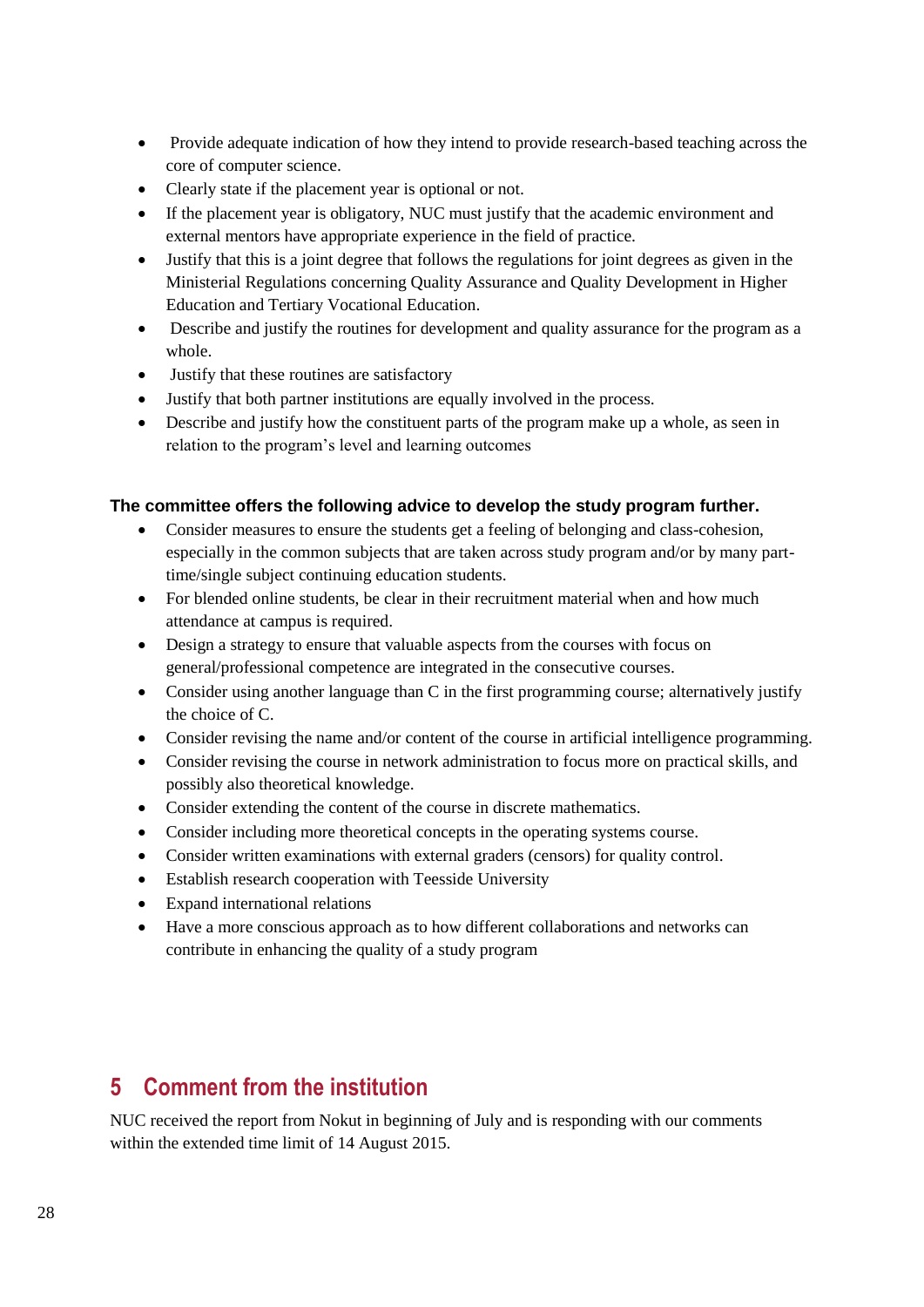- Provide adequate indication of how they intend to provide research-based teaching across the core of computer science.
- Clearly state if the placement year is optional or not.
- If the placement year is obligatory, NUC must justify that the academic environment and external mentors have appropriate experience in the field of practice.
- Justify that this is a joint degree that follows the regulations for joint degrees as given in the Ministerial Regulations concerning Quality Assurance and Quality Development in Higher Education and Tertiary Vocational Education.
- Describe and justify the routines for development and quality assurance for the program as a whole.
- Justify that these routines are satisfactory
- Justify that both partner institutions are equally involved in the process.
- Describe and justify how the constituent parts of the program make up a whole, as seen in relation to the program's level and learning outcomes

**The committee offers the following advice to develop the study program further.**

- Consider measures to ensure the students get a feeling of belonging and class-cohesion, especially in the common subjects that are taken across study program and/or by many part-time/single subject continuing education students.
- For blended online students, be clear in their recruitment material when and how much attendance at campus is required.
- Design a strategy to ensure that valuable aspects from the courses with focus on general/professional competence are integrated in the consecutive courses.
- Consider using another language than C in the first programming course; alternatively justify the choice of C.
- Consider revising the name and/or content of the course in artificial intelligence programming.
- Consider revising the course in network administration to focus more on practical skills, and possibly also theoretical knowledge.
- Consider extending the content of the course in discrete mathematics.
- Consider including more theoretical concepts in the operating systems course.
- Consider written examinations with external graders (censors) for quality control.
- Establish research cooperation with Teesside University
- Expand international relations
- Have a more conscious approach as to how different collaborations and networks can contribute in enhancing the quality of a study program

# 5 Comment from the institution

NUC received the report from Nokut in beginning of July and is responding with our comments within the extended time limit of 14 August 2015.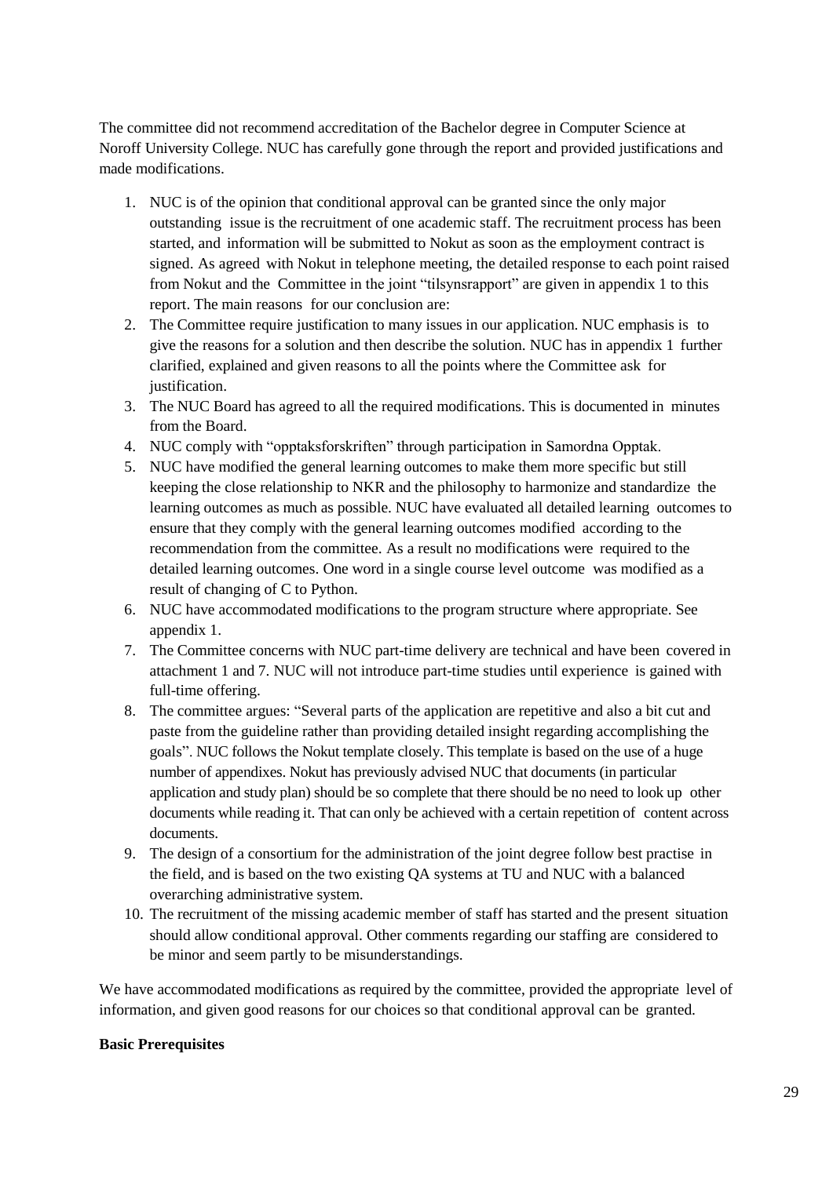The committee did not recommend accreditation of the Bachelor degree in Computer Science at Noroff University College. NUC has carefully gone through the report and provided justifications and made modifications.

1. NUC is of the opinion that conditional approval can be granted since the only major outstanding issue is the recruitment of one academic staff. The recruitment process has been started, and information will be submitted to Nokut as soon as the employment contract is signed. As agreed with Nokut in telephone meeting, the detailed response to each point raised from Nokut and the Committee in the joint "tilsynsrapport" are given in appendix 1 to this report. The main reasons for our conclusion are:
2. The Committee require justification to many issues in our application. NUC emphasis is to give the reasons for a solution and then describe the solution. NUC has in appendix 1 further clarified, explained and given reasons to all the points where the Committee ask for justification.
3. The NUC Board has agreed to all the required modifications. This is documented in minutes from the Board.
4. NUC comply with "opptaksforskriften" through participation in Samordna Opptak.
5. NUC have modified the general learning outcomes to make them more specific but still keeping the close relationship to NKR and the philosophy to harmonize and standardize the learning outcomes as much as possible. NUC have evaluated all detailed learning outcomes to ensure that they comply with the general learning outcomes modified according to the recommendation from the committee. As a result no modifications were required to the detailed learning outcomes. One word in a single course level outcome was modified as a result of changing of C to Python.
6. NUC have accommodated modifications to the program structure where appropriate. See appendix 1.
7. The Committee concerns with NUC part-time delivery are technical and have been covered in attachment 1 and 7. NUC will not introduce part-time studies until experience is gained with full-time offering.
8. The committee argues: "Several parts of the application are repetitive and also a bit cut and paste from the guideline rather than providing detailed insight regarding accomplishing the goals". NUC follows the Nokut template closely. This template is based on the use of a huge number of appendixes. Nokut has previously advised NUC that documents (in particular application and study plan) should be so complete that there should be no need to look up other documents while reading it. That can only be achieved with a certain repetition of content across documents.
9. The design of a consortium for the administration of the joint degree follow best practise in the field, and is based on the two existing QA systems at TU and NUC with a balanced overarching administrative system.
10. The recruitment of the missing academic member of staff has started and the present situation should allow conditional approval. Other comments regarding our staffing are considered to be minor and seem partly to be misunderstandings.

We have accommodated modifications as required by the committee, provided the appropriate level of information, and given good reasons for our choices so that conditional approval can be granted.

**Basic Prerequisites**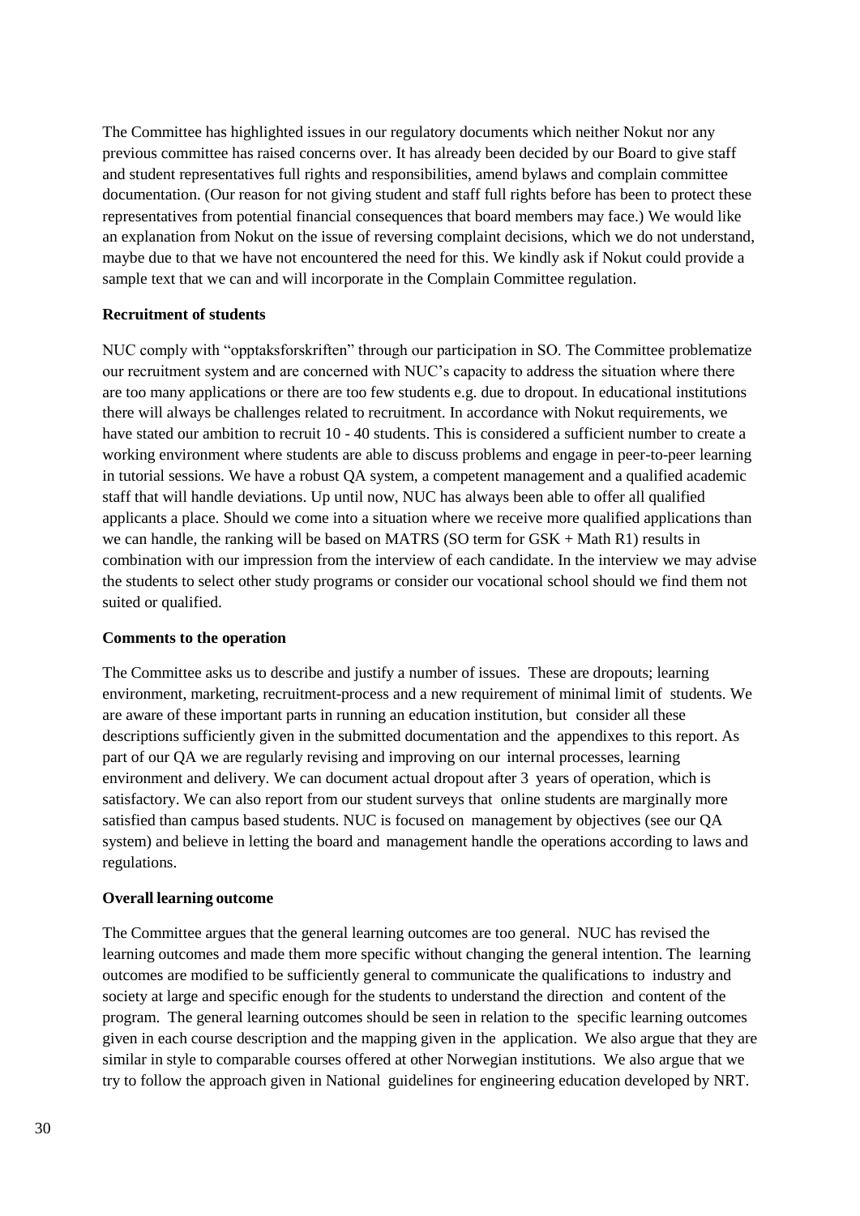The Committee has highlighted issues in our regulatory documents which neither Nokut nor any previous committee has raised concerns over. It has already been decided by our Board to give staff and student representatives full rights and responsibilities, amend bylaws and complain committee documentation. (Our reason for not giving student and staff full rights before has been to protect these representatives from potential financial consequences that board members may face.) We would like an explanation from Nokut on the issue of reversing complaint decisions, which we do not understand, maybe due to that we have not encountered the need for this. We kindly ask if Nokut could provide a sample text that we can and will incorporate in the Complain Committee regulation.

**Recruitment of students**

NUC comply with "opptaksforskriften" through our participation in SO. The Committee problematize our recruitment system and are concerned with NUC's capacity to address the situation where there are too many applications or there are too few students e.g. due to dropout. In educational institutions there will always be challenges related to recruitment. In accordance with Nokut requirements, we have stated our ambition to recruit 10 - 40 students. This is considered a sufficient number to create a working environment where students are able to discuss problems and engage in peer-to-peer learning in tutorial sessions. We have a robust QA system, a competent management and a qualified academic staff that will handle deviations. Up until now, NUC has always been able to offer all qualified applicants a place. Should we come into a situation where we receive more qualified applications than we can handle, the ranking will be based on MATRS (SO term for GSK + Math R1) results in combination with our impression from the interview of each candidate. In the interview we may advise the students to select other study programs or consider our vocational school should we find them not suited or qualified.

**Comments to the operation**

The Committee asks us to describe and justify a number of issues. These are dropouts; learning environment, marketing, recruitment-process and a new requirement of minimal limit of students. We are aware of these important parts in running an education institution, but consider all these descriptions sufficiently given in the submitted documentation and the appendixes to this report. As part of our QA we are regularly revising and improving on our internal processes, learning environment and delivery. We can document actual dropout after 3 years of operation, which is satisfactory. We can also report from our student surveys that online students are marginally more satisfied than campus based students. NUC is focused on management by objectives (see our QA system) and believe in letting the board and management handle the operations according to laws and regulations.

**Overall learning outcome**

The Committee argues that the general learning outcomes are too general. NUC has revised the learning outcomes and made them more specific without changing the general intention. The learning outcomes are modified to be sufficiently general to communicate the qualifications to industry and society at large and specific enough for the students to understand the direction and content of the program. The general learning outcomes should be seen in relation to the specific learning outcomes given in each course description and the mapping given in the application. We also argue that they are similar in style to comparable courses offered at other Norwegian institutions. We also argue that we try to follow the approach given in National guidelines for engineering education developed by NRT.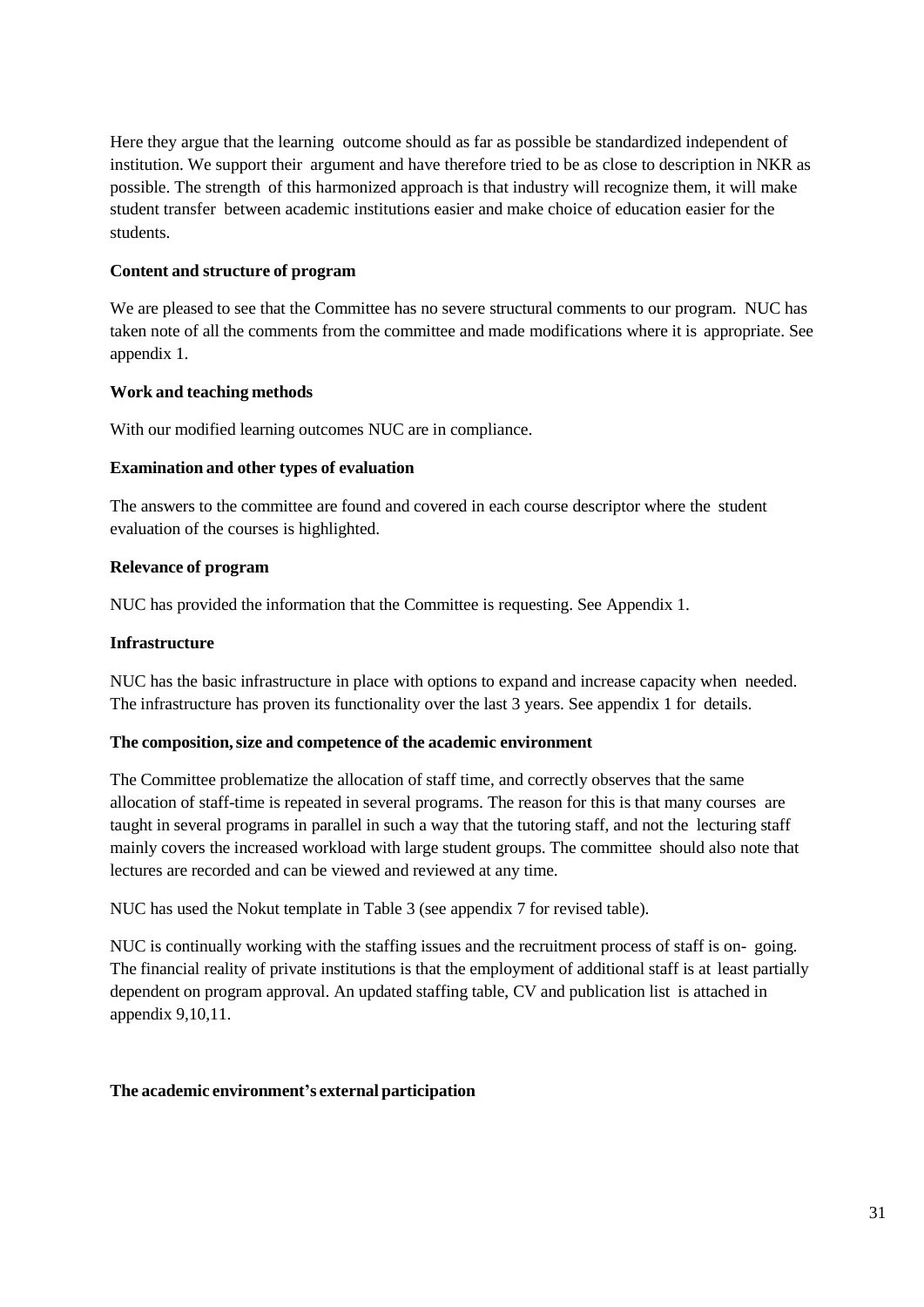Here they argue that the learning outcome should as far as possible be standardized independent of institution. We support their argument and have therefore tried to be as close to description in NKR as possible. The strength of this harmonized approach is that industry will recognize them, it will make student transfer between academic institutions easier and make choice of education easier for the students.

**Content and structure of program**

We are pleased to see that the Committee has no severe structural comments to our program. NUC has taken note of all the comments from the committee and made modifications where it is appropriate. See appendix 1.

**Work and teaching methods**

With our modified learning outcomes NUC are in compliance.

**Examination and other types of evaluation**

The answers to the committee are found and covered in each course descriptor where the student evaluation of the courses is highlighted.

**Relevance of program**

NUC has provided the information that the Committee is requesting. See Appendix 1.

**Infrastructure**

NUC has the basic infrastructure in place with options to expand and increase capacity when needed. The infrastructure has proven its functionality over the last 3 years. See appendix 1 for details.

**The composition, size and competence of the academic environment**

The Committee problematize the allocation of staff time, and correctly observes that the same allocation of staff-time is repeated in several programs. The reason for this is that many courses are taught in several programs in parallel in such a way that the tutoring staff, and not the lecturing staff mainly covers the increased workload with large student groups. The committee should also note that lectures are recorded and can be viewed and reviewed at any time.

NUC has used the Nokut template in Table 3 (see appendix 7 for revised table).

NUC is continually working with the staffing issues and the recruitment process of staff is on- going. The financial reality of private institutions is that the employment of additional staff is at least partially dependent on program approval. An updated staffing table, CV and publication list is attached in appendix 9,10,11.

**The academic environment's external participation**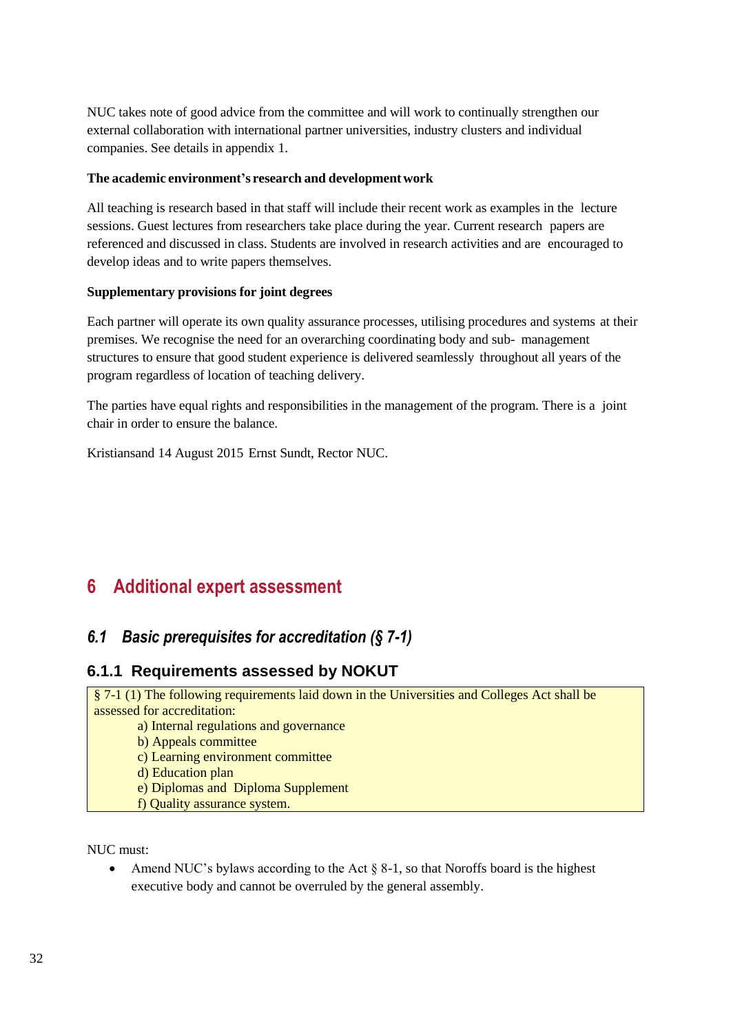NUC takes note of good advice from the committee and will work to continually strengthen our external collaboration with international partner universities, industry clusters and individual companies. See details in appendix 1.

**The academic environment's research and development work**

All teaching is research based in that staff will include their recent work as examples in the lecture sessions. Guest lectures from researchers take place during the year. Current research papers are referenced and discussed in class. Students are involved in research activities and are encouraged to develop ideas and to write papers themselves.

**Supplementary provisions for joint degrees**

Each partner will operate its own quality assurance processes, utilising procedures and systems at their premises. We recognise the need for an overarching coordinating body and sub- management structures to ensure that good student experience is delivered seamlessly throughout all years of the program regardless of location of teaching delivery.

The parties have equal rights and responsibilities in the management of the program. There is a joint chair in order to ensure the balance.

Kristiansand 14 August 2015 Ernst Sundt, Rector NUC.

# 6 Additional expert assessment

## *6.1 Basic prerequisites for accreditation (§ 7-1)*

### 6.1.1 Requirements assessed by NOKUT

§ 7-1 (1) The following requirements laid down in the Universities and Colleges Act shall be assessed for accreditation:

a) Internal regulations and governance
b) Appeals committee
c) Learning environment committee
d) Education plan
e) Diplomas and Diploma Supplement
f) Quality assurance system.

NUC must:

- Amend NUC's bylaws according to the Act § 8-1, so that Noroffs board is the highest executive body and cannot be overruled by the general assembly.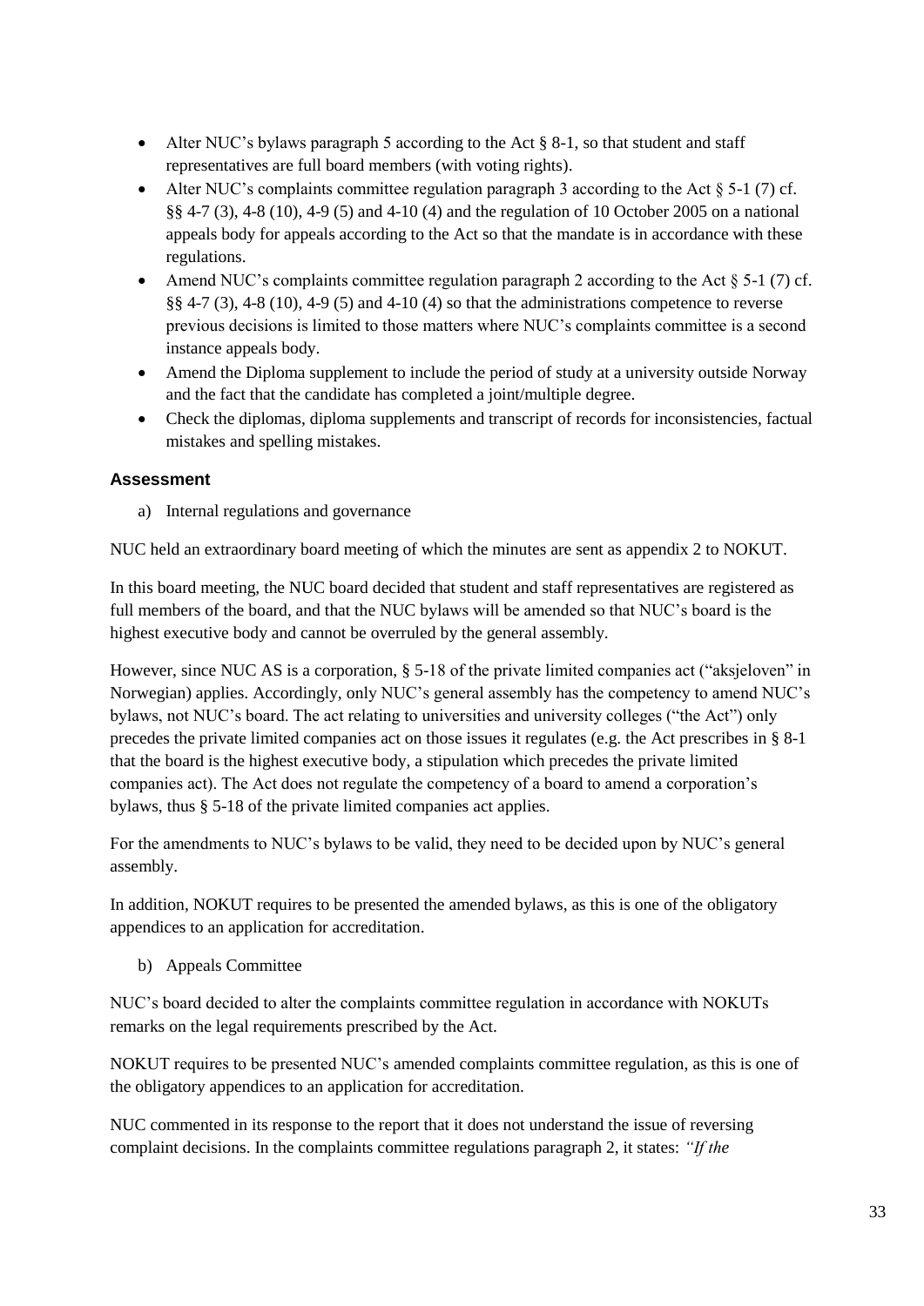- Alter NUC's bylaws paragraph 5 according to the Act § 8-1, so that student and staff representatives are full board members (with voting rights).
- Alter NUC's complaints committee regulation paragraph 3 according to the Act § 5-1 (7) cf. §§ 4-7 (3), 4-8 (10), 4-9 (5) and 4-10 (4) and the regulation of 10 October 2005 on a national appeals body for appeals according to the Act so that the mandate is in accordance with these regulations.
- Amend NUC's complaints committee regulation paragraph 2 according to the Act § 5-1 (7) cf. §§ 4-7 (3), 4-8 (10), 4-9 (5) and 4-10 (4) so that the administrations competence to reverse previous decisions is limited to those matters where NUC's complaints committee is a second instance appeals body.
- Amend the Diploma supplement to include the period of study at a university outside Norway and the fact that the candidate has completed a joint/multiple degree.
- Check the diplomas, diploma supplements and transcript of records for inconsistencies, factual mistakes and spelling mistakes.

### Assessment

a) Internal regulations and governance

NUC held an extraordinary board meeting of which the minutes are sent as appendix 2 to NOKUT.

In this board meeting, the NUC board decided that student and staff representatives are registered as full members of the board, and that the NUC bylaws will be amended so that NUC's board is the highest executive body and cannot be overruled by the general assembly.

However, since NUC AS is a corporation, § 5-18 of the private limited companies act ("aksjeloven" in Norwegian) applies. Accordingly, only NUC's general assembly has the competency to amend NUC's bylaws, not NUC's board. The act relating to universities and university colleges ("the Act") only precedes the private limited companies act on those issues it regulates (e.g. the Act prescribes in § 8-1 that the board is the highest executive body, a stipulation which precedes the private limited companies act). The Act does not regulate the competency of a board to amend a corporation's bylaws, thus § 5-18 of the private limited companies act applies.

For the amendments to NUC's bylaws to be valid, they need to be decided upon by NUC's general assembly.

In addition, NOKUT requires to be presented the amended bylaws, as this is one of the obligatory appendices to an application for accreditation.

b) Appeals Committee

NUC's board decided to alter the complaints committee regulation in accordance with NOKUTs remarks on the legal requirements prescribed by the Act.

NOKUT requires to be presented NUC's amended complaints committee regulation, as this is one of the obligatory appendices to an application for accreditation.

NUC commented in its response to the report that it does not understand the issue of reversing complaint decisions. In the complaints committee regulations paragraph 2, it states: *"If the*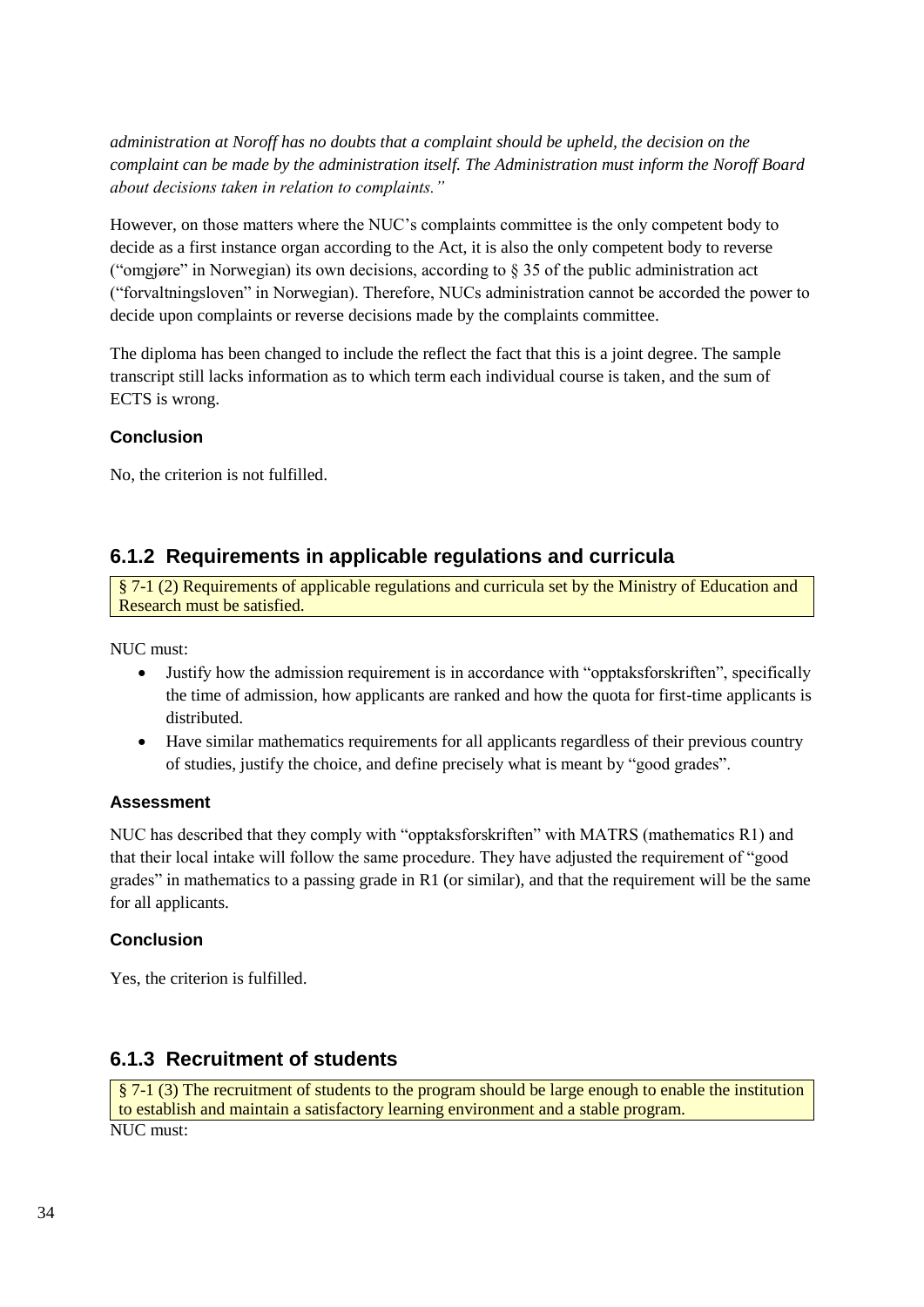*administration at Noroff has no doubts that a complaint should be upheld, the decision on the complaint can be made by the administration itself. The Administration must inform the Noroff Board about decisions taken in relation to complaints."*

However, on those matters where the NUC's complaints committee is the only competent body to decide as a first instance organ according to the Act, it is also the only competent body to reverse ("omgjøre" in Norwegian) its own decisions, according to § 35 of the public administration act ("forvaltningsloven" in Norwegian). Therefore, NUCs administration cannot be accorded the power to decide upon complaints or reverse decisions made by the complaints committee.

The diploma has been changed to include the reflect the fact that this is a joint degree. The sample transcript still lacks information as to which term each individual course is taken, and the sum of ECTS is wrong.

#### Conclusion

No, the criterion is not fulfilled.

### 6.1.2 Requirements in applicable regulations and curricula

§ 7-1 (2) Requirements of applicable regulations and curricula set by the Ministry of Education and Research must be satisfied.

NUC must:

- Justify how the admission requirement is in accordance with "opptaksforskriften", specifically the time of admission, how applicants are ranked and how the quota for first-time applicants is distributed.
- Have similar mathematics requirements for all applicants regardless of their previous country of studies, justify the choice, and define precisely what is meant by "good grades".

#### Assessment

NUC has described that they comply with "opptaksforskriften" with MATRS (mathematics R1) and that their local intake will follow the same procedure. They have adjusted the requirement of "good grades" in mathematics to a passing grade in R1 (or similar), and that the requirement will be the same for all applicants.

#### Conclusion

Yes, the criterion is fulfilled.

### 6.1.3 Recruitment of students

§ 7-1 (3) The recruitment of students to the program should be large enough to enable the institution to establish and maintain a satisfactory learning environment and a stable program.

NUC must: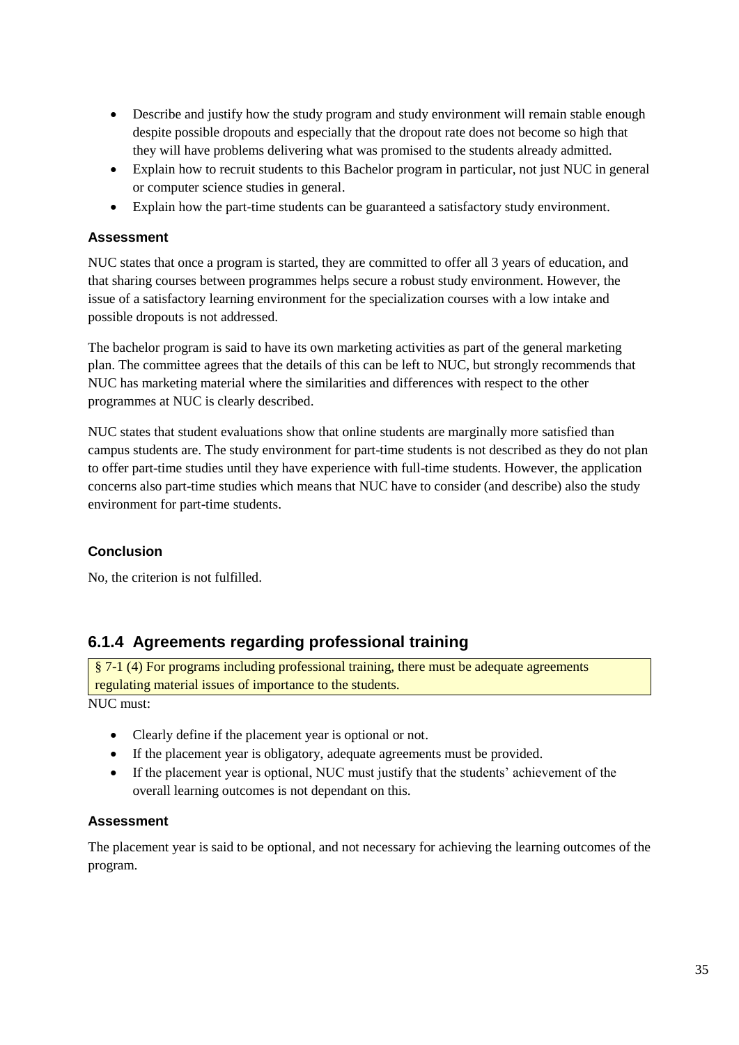- Describe and justify how the study program and study environment will remain stable enough despite possible dropouts and especially that the dropout rate does not become so high that they will have problems delivering what was promised to the students already admitted.
- Explain how to recruit students to this Bachelor program in particular, not just NUC in general or computer science studies in general.
- Explain how the part-time students can be guaranteed a satisfactory study environment.

#### Assessment

NUC states that once a program is started, they are committed to offer all 3 years of education, and that sharing courses between programmes helps secure a robust study environment. However, the issue of a satisfactory learning environment for the specialization courses with a low intake and possible dropouts is not addressed.

The bachelor program is said to have its own marketing activities as part of the general marketing plan. The committee agrees that the details of this can be left to NUC, but strongly recommends that NUC has marketing material where the similarities and differences with respect to the other programmes at NUC is clearly described.

NUC states that student evaluations show that online students are marginally more satisfied than campus students are. The study environment for part-time students is not described as they do not plan to offer part-time studies until they have experience with full-time students. However, the application concerns also part-time studies which means that NUC have to consider (and describe) also the study environment for part-time students.

#### Conclusion

No, the criterion is not fulfilled.

### 6.1.4 Agreements regarding professional training

§ 7-1 (4) For programs including professional training, there must be adequate agreements regulating material issues of importance to the students.

NUC must:

- Clearly define if the placement year is optional or not.
- If the placement year is obligatory, adequate agreements must be provided.
- If the placement year is optional, NUC must justify that the students' achievement of the overall learning outcomes is not dependant on this.

#### Assessment

The placement year is said to be optional, and not necessary for achieving the learning outcomes of the program.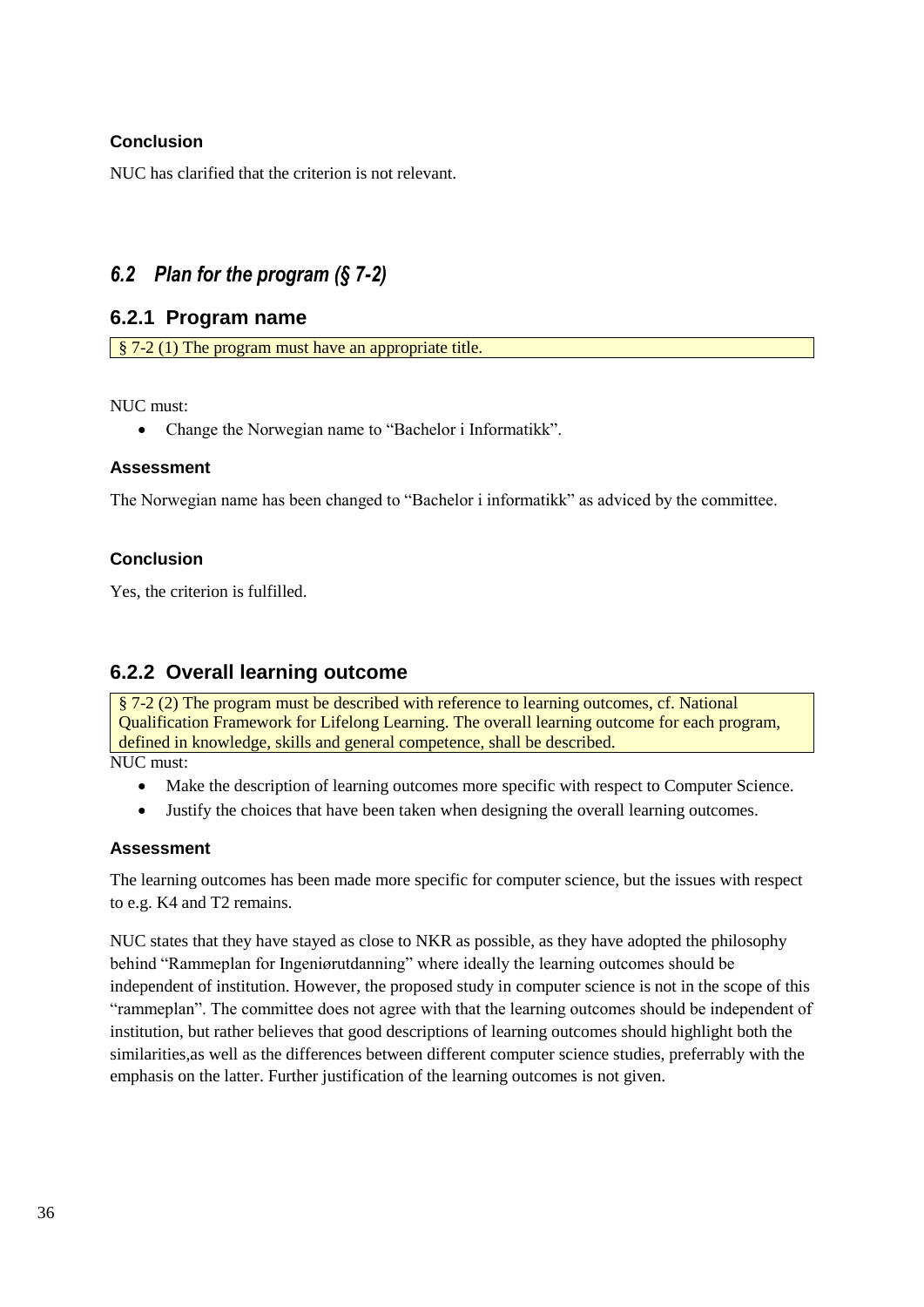#### Conclusion

NUC has clarified that the criterion is not relevant.

## *6.2 Plan for the program (§ 7-2)*

### 6.2.1 Program name

§ 7-2 (1) The program must have an appropriate title.

NUC must:

- Change the Norwegian name to "Bachelor i Informatikk".

#### Assessment

The Norwegian name has been changed to "Bachelor i informatikk" as adviced by the committee.

#### Conclusion

Yes, the criterion is fulfilled.

### 6.2.2 Overall learning outcome

§ 7-2 (2) The program must be described with reference to learning outcomes, cf. National Qualification Framework for Lifelong Learning. The overall learning outcome for each program, defined in knowledge, skills and general competence, shall be described.

NUC must:

- Make the description of learning outcomes more specific with respect to Computer Science.
- Justify the choices that have been taken when designing the overall learning outcomes.

#### Assessment

The learning outcomes has been made more specific for computer science, but the issues with respect to e.g. K4 and T2 remains.

NUC states that they have stayed as close to NKR as possible, as they have adopted the philosophy behind "Rammeplan for Ingeniørutdanning" where ideally the learning outcomes should be independent of institution. However, the proposed study in computer science is not in the scope of this "rammeplan". The committee does not agree with that the learning outcomes should be independent of institution, but rather believes that good descriptions of learning outcomes should highlight both the similarities,as well as the differences between different computer science studies, preferrably with the emphasis on the latter. Further justification of the learning outcomes is not given.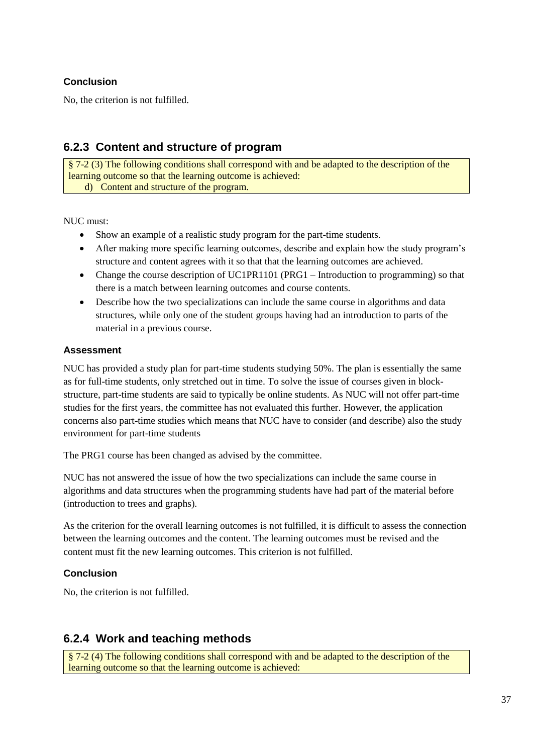#### Conclusion

No, the criterion is not fulfilled.

### 6.2.3 Content and structure of program

> § 7-2 (3) The following conditions shall correspond with and be adapted to the description of the learning outcome so that the learning outcome is achieved:
> d) Content and structure of the program.

NUC must:

- Show an example of a realistic study program for the part-time students.
- After making more specific learning outcomes, describe and explain how the study program's structure and content agrees with it so that that the learning outcomes are achieved.
- Change the course description of UC1PR1101 (PRG1 – Introduction to programming) so that there is a match between learning outcomes and course contents.
- Describe how the two specializations can include the same course in algorithms and data structures, while only one of the student groups having had an introduction to parts of the material in a previous course.

#### Assessment

NUC has provided a study plan for part-time students studying 50%. The plan is essentially the same as for full-time students, only stretched out in time. To solve the issue of courses given in block-structure, part-time students are said to typically be online students. As NUC will not offer part-time studies for the first years, the committee has not evaluated this further. However, the application concerns also part-time studies which means that NUC have to consider (and describe) also the study environment for part-time students

The PRG1 course has been changed as advised by the committee.

NUC has not answered the issue of how the two specializations can include the same course in algorithms and data structures when the programming students have had part of the material before (introduction to trees and graphs).

As the criterion for the overall learning outcomes is not fulfilled, it is difficult to assess the connection between the learning outcomes and the content. The learning outcomes must be revised and the content must fit the new learning outcomes. This criterion is not fulfilled.

#### Conclusion

No, the criterion is not fulfilled.

### 6.2.4 Work and teaching methods

> § 7-2 (4) The following conditions shall correspond with and be adapted to the description of the learning outcome so that the learning outcome is achieved: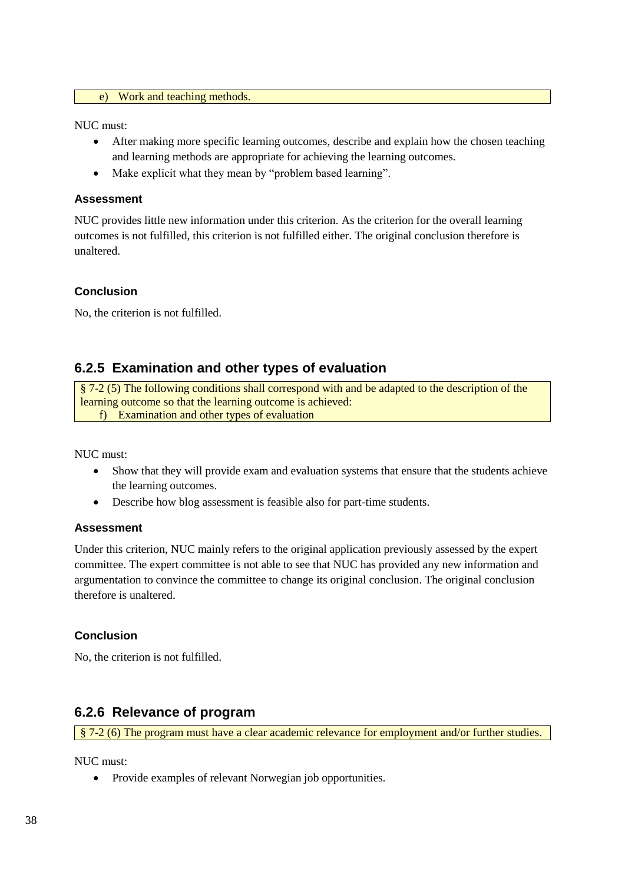e) Work and teaching methods.

NUC must:

- After making more specific learning outcomes, describe and explain how the chosen teaching and learning methods are appropriate for achieving the learning outcomes.
- Make explicit what they mean by "problem based learning".

#### Assessment

NUC provides little new information under this criterion. As the criterion for the overall learning outcomes is not fulfilled, this criterion is not fulfilled either. The original conclusion therefore is unaltered.

#### Conclusion

No, the criterion is not fulfilled.

### 6.2.5 Examination and other types of evaluation

§ 7-2 (5) The following conditions shall correspond with and be adapted to the description of the learning outcome so that the learning outcome is achieved:
f) Examination and other types of evaluation

NUC must:

- Show that they will provide exam and evaluation systems that ensure that the students achieve the learning outcomes.
- Describe how blog assessment is feasible also for part-time students.

#### Assessment

Under this criterion, NUC mainly refers to the original application previously assessed by the expert committee. The expert committee is not able to see that NUC has provided any new information and argumentation to convince the committee to change its original conclusion. The original conclusion therefore is unaltered.

#### Conclusion

No, the criterion is not fulfilled.

### 6.2.6 Relevance of program

§ 7-2 (6) The program must have a clear academic relevance for employment and/or further studies.

NUC must:

- Provide examples of relevant Norwegian job opportunities.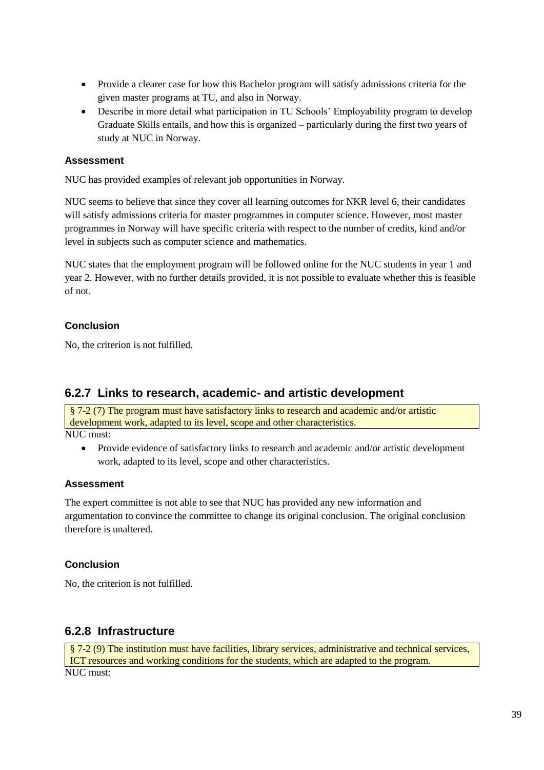- Provide a clearer case for how this Bachelor program will satisfy admissions criteria for the given master programs at TU, and also in Norway.
- Describe in more detail what participation in TU Schools' Employability program to develop Graduate Skills entails, and how this is organized – particularly during the first two years of study at NUC in Norway.

#### Assessment

NUC has provided examples of relevant job opportunities in Norway.

NUC seems to believe that since they cover all learning outcomes for NKR level 6, their candidates will satisfy admissions criteria for master programmes in computer science. However, most master programmes in Norway will have specific criteria with respect to the number of credits, kind and/or level in subjects such as computer science and mathematics.

NUC states that the employment program will be followed online for the NUC students in year 1 and year 2. However, with no further details provided, it is not possible to evaluate whether this is feasible of not.

#### Conclusion

No, the criterion is not fulfilled.

### 6.2.7 Links to research, academic- and artistic development

§ 7-2 (7) The program must have satisfactory links to research and academic and/or artistic development work, adapted to its level, scope and other characteristics.

NUC must:

- Provide evidence of satisfactory links to research and academic and/or artistic development work, adapted to its level, scope and other characteristics.

#### Assessment

The expert committee is not able to see that NUC has provided any new information and argumentation to convince the committee to change its original conclusion. The original conclusion therefore is unaltered.

#### Conclusion

No, the criterion is not fulfilled.

### 6.2.8 Infrastructure

§ 7-2 (9) The institution must have facilities, library services, administrative and technical services, ICT resources and working conditions for the students, which are adapted to the program.

NUC must: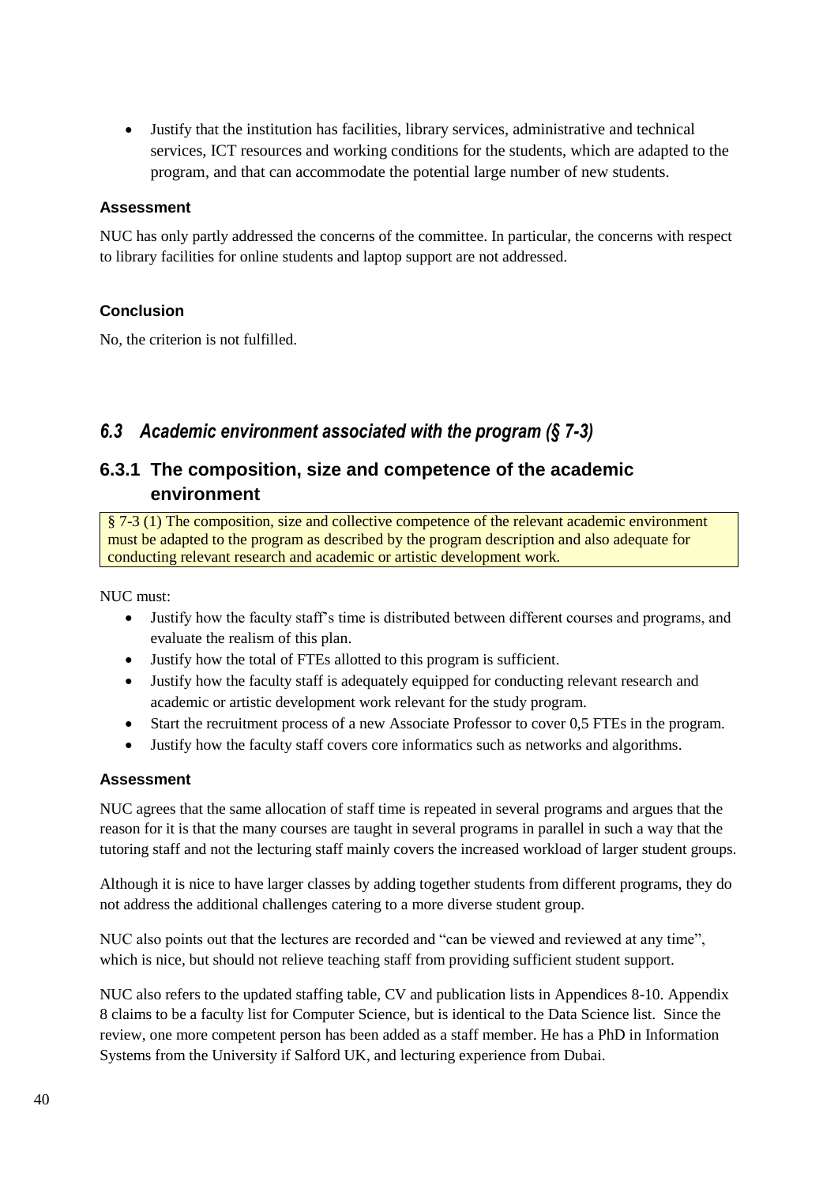- Justify that the institution has facilities, library services, administrative and technical services, ICT resources and working conditions for the students, which are adapted to the program, and that can accommodate the potential large number of new students.

#### Assessment

NUC has only partly addressed the concerns of the committee. In particular, the concerns with respect to library facilities for online students and laptop support are not addressed.

#### Conclusion

No, the criterion is not fulfilled.

## *6.3 Academic environment associated with the program (§ 7-3)*

### 6.3.1 The composition, size and competence of the academic environment

> § 7-3 (1) The composition, size and collective competence of the relevant academic environment must be adapted to the program as described by the program description and also adequate for conducting relevant research and academic or artistic development work.

NUC must:

- Justify how the faculty staff's time is distributed between different courses and programs, and evaluate the realism of this plan.
- Justify how the total of FTEs allotted to this program is sufficient.
- Justify how the faculty staff is adequately equipped for conducting relevant research and academic or artistic development work relevant for the study program.
- Start the recruitment process of a new Associate Professor to cover 0,5 FTEs in the program.
- Justify how the faculty staff covers core informatics such as networks and algorithms.

#### Assessment

NUC agrees that the same allocation of staff time is repeated in several programs and argues that the reason for it is that the many courses are taught in several programs in parallel in such a way that the tutoring staff and not the lecturing staff mainly covers the increased workload of larger student groups.

Although it is nice to have larger classes by adding together students from different programs, they do not address the additional challenges catering to a more diverse student group.

NUC also points out that the lectures are recorded and "can be viewed and reviewed at any time", which is nice, but should not relieve teaching staff from providing sufficient student support.

NUC also refers to the updated staffing table, CV and publication lists in Appendices 8-10. Appendix 8 claims to be a faculty list for Computer Science, but is identical to the Data Science list. Since the review, one more competent person has been added as a staff member. He has a PhD in Information Systems from the University if Salford UK, and lecturing experience from Dubai.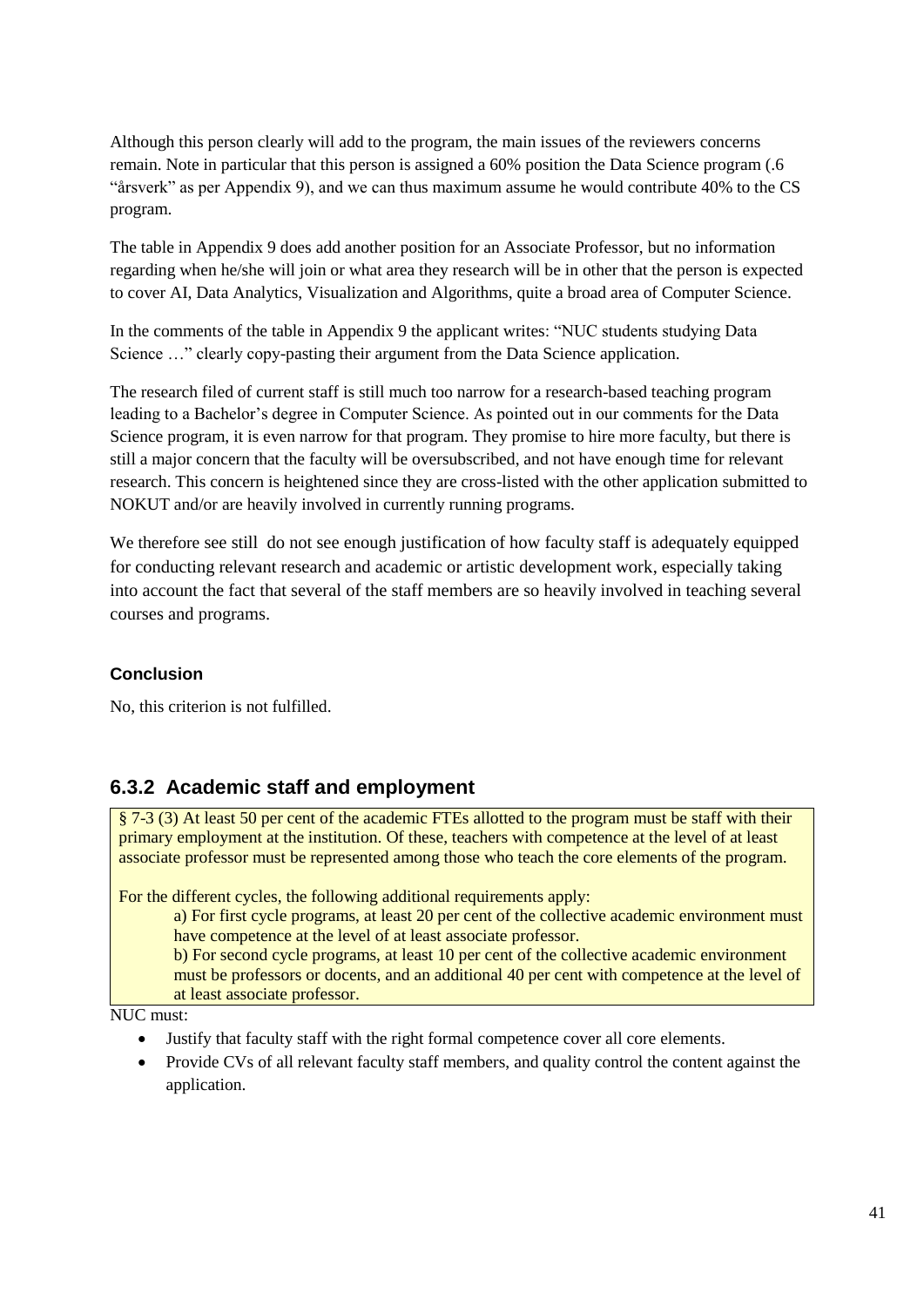Although this person clearly will add to the program, the main issues of the reviewers concerns remain. Note in particular that this person is assigned a 60% position the Data Science program (.6 "årsverk" as per Appendix 9), and we can thus maximum assume he would contribute 40% to the CS program.

The table in Appendix 9 does add another position for an Associate Professor, but no information regarding when he/she will join or what area they research will be in other that the person is expected to cover AI, Data Analytics, Visualization and Algorithms, quite a broad area of Computer Science.

In the comments of the table in Appendix 9 the applicant writes: "NUC students studying Data Science …" clearly copy-pasting their argument from the Data Science application.

The research filed of current staff is still much too narrow for a research-based teaching program leading to a Bachelor's degree in Computer Science. As pointed out in our comments for the Data Science program, it is even narrow for that program. They promise to hire more faculty, but there is still a major concern that the faculty will be oversubscribed, and not have enough time for relevant research. This concern is heightened since they are cross-listed with the other application submitted to NOKUT and/or are heavily involved in currently running programs.

We therefore see still do not see enough justification of how faculty staff is adequately equipped for conducting relevant research and academic or artistic development work, especially taking into account the fact that several of the staff members are so heavily involved in teaching several courses and programs.

**Conclusion**

No, this criterion is not fulfilled.

### 6.3.2 Academic staff and employment

§ 7-3 (3) At least 50 per cent of the academic FTEs allotted to the program must be staff with their primary employment at the institution. Of these, teachers with competence at the level of at least associate professor must be represented among those who teach the core elements of the program.

For the different cycles, the following additional requirements apply:

a) For first cycle programs, at least 20 per cent of the collective academic environment must have competence at the level of at least associate professor.

b) For second cycle programs, at least 10 per cent of the collective academic environment must be professors or docents, and an additional 40 per cent with competence at the level of at least associate professor.

NUC must:

- Justify that faculty staff with the right formal competence cover all core elements.
- Provide CVs of all relevant faculty staff members, and quality control the content against the application.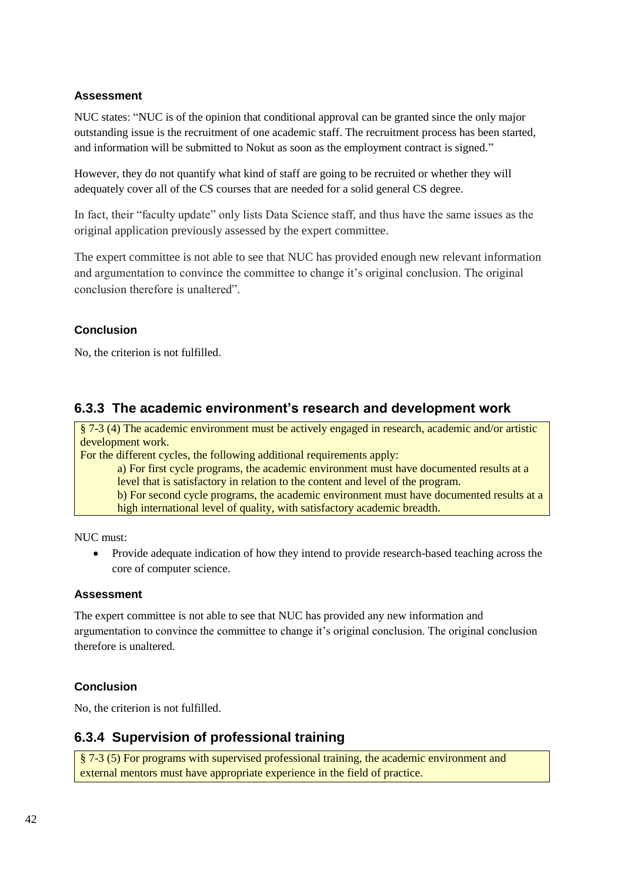#### Assessment

NUC states: "NUC is of the opinion that conditional approval can be granted since the only major outstanding issue is the recruitment of one academic staff. The recruitment process has been started, and information will be submitted to Nokut as soon as the employment contract is signed."

However, they do not quantify what kind of staff are going to be recruited or whether they will adequately cover all of the CS courses that are needed for a solid general CS degree.

In fact, their "faculty update" only lists Data Science staff, and thus have the same issues as the original application previously assessed by the expert committee.

The expert committee is not able to see that NUC has provided enough new relevant information and argumentation to convince the committee to change it's original conclusion. The original conclusion therefore is unaltered".

#### Conclusion

No, the criterion is not fulfilled.

### 6.3.3 The academic environment's research and development work

§ 7-3 (4) The academic environment must be actively engaged in research, academic and/or artistic development work.
For the different cycles, the following additional requirements apply:

> a) For first cycle programs, the academic environment must have documented results at a level that is satisfactory in relation to the content and level of the program.
> b) For second cycle programs, the academic environment must have documented results at a high international level of quality, with satisfactory academic breadth.

NUC must:

- Provide adequate indication of how they intend to provide research-based teaching across the core of computer science.

#### Assessment

The expert committee is not able to see that NUC has provided any new information and argumentation to convince the committee to change it's original conclusion. The original conclusion therefore is unaltered.

#### Conclusion

No, the criterion is not fulfilled.

### 6.3.4 Supervision of professional training

§ 7-3 (5) For programs with supervised professional training, the academic environment and external mentors must have appropriate experience in the field of practice.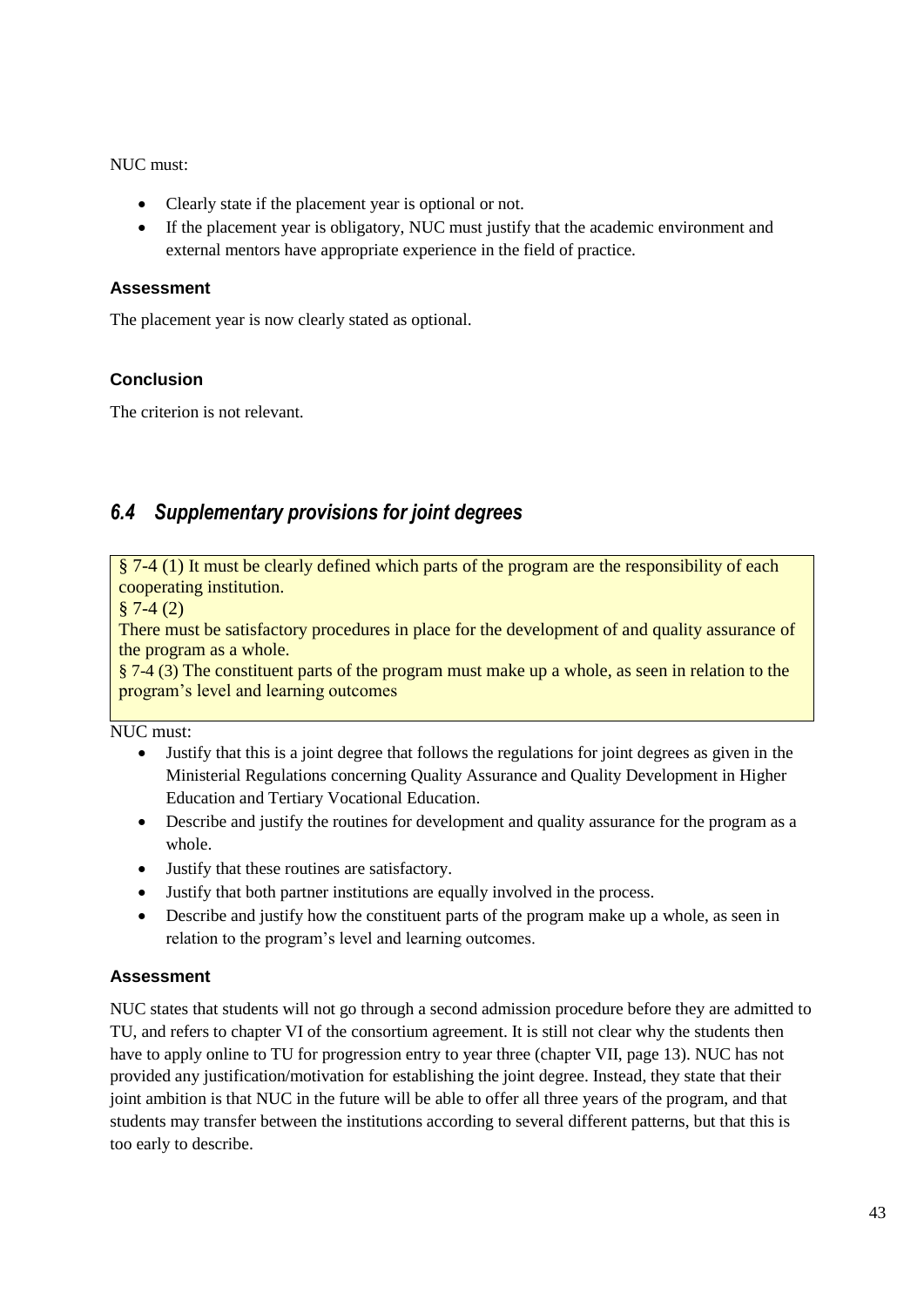NUC must:

- Clearly state if the placement year is optional or not.
- If the placement year is obligatory, NUC must justify that the academic environment and external mentors have appropriate experience in the field of practice.

**Assessment**

The placement year is now clearly stated as optional.

**Conclusion**

The criterion is not relevant.

## *6.4 Supplementary provisions for joint degrees*

§ 7-4 (1) It must be clearly defined which parts of the program are the responsibility of each cooperating institution.
§ 7-4 (2)
There must be satisfactory procedures in place for the development of and quality assurance of the program as a whole.
§ 7-4 (3) The constituent parts of the program must make up a whole, as seen in relation to the program's level and learning outcomes

NUC must:

- Justify that this is a joint degree that follows the regulations for joint degrees as given in the Ministerial Regulations concerning Quality Assurance and Quality Development in Higher Education and Tertiary Vocational Education.
- Describe and justify the routines for development and quality assurance for the program as a whole.
- Justify that these routines are satisfactory.
- Justify that both partner institutions are equally involved in the process.
- Describe and justify how the constituent parts of the program make up a whole, as seen in relation to the program's level and learning outcomes.

**Assessment**

NUC states that students will not go through a second admission procedure before they are admitted to TU, and refers to chapter VI of the consortium agreement. It is still not clear why the students then have to apply online to TU for progression entry to year three (chapter VII, page 13). NUC has not provided any justification/motivation for establishing the joint degree. Instead, they state that their joint ambition is that NUC in the future will be able to offer all three years of the program, and that students may transfer between the institutions according to several different patterns, but that this is too early to describe.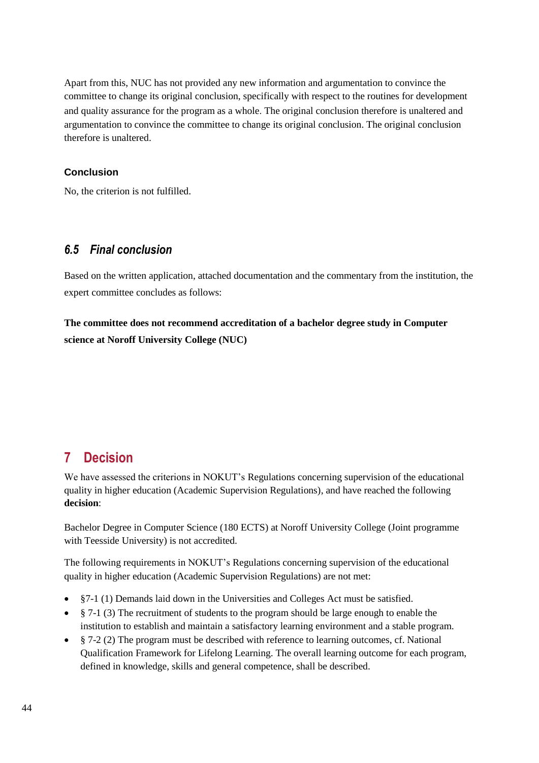Apart from this, NUC has not provided any new information and argumentation to convince the committee to change its original conclusion, specifically with respect to the routines for development and quality assurance for the program as a whole. The original conclusion therefore is unaltered and argumentation to convince the committee to change its original conclusion. The original conclusion therefore is unaltered.

#### Conclusion

No, the criterion is not fulfilled.

### *6.5 Final conclusion*

Based on the written application, attached documentation and the commentary from the institution, the expert committee concludes as follows:

**The committee does not recommend accreditation of a bachelor degree study in Computer science at Noroff University College (NUC)**

## 7 Decision

We have assessed the criterions in NOKUT's Regulations concerning supervision of the educational quality in higher education (Academic Supervision Regulations), and have reached the following **decision**:

Bachelor Degree in Computer Science (180 ECTS) at Noroff University College (Joint programme with Teesside University) is not accredited.

The following requirements in NOKUT's Regulations concerning supervision of the educational quality in higher education (Academic Supervision Regulations) are not met:

- §7-1 (1) Demands laid down in the Universities and Colleges Act must be satisfied.
- § 7-1 (3) The recruitment of students to the program should be large enough to enable the institution to establish and maintain a satisfactory learning environment and a stable program.
- § 7-2 (2) The program must be described with reference to learning outcomes, cf. National Qualification Framework for Lifelong Learning. The overall learning outcome for each program, defined in knowledge, skills and general competence, shall be described.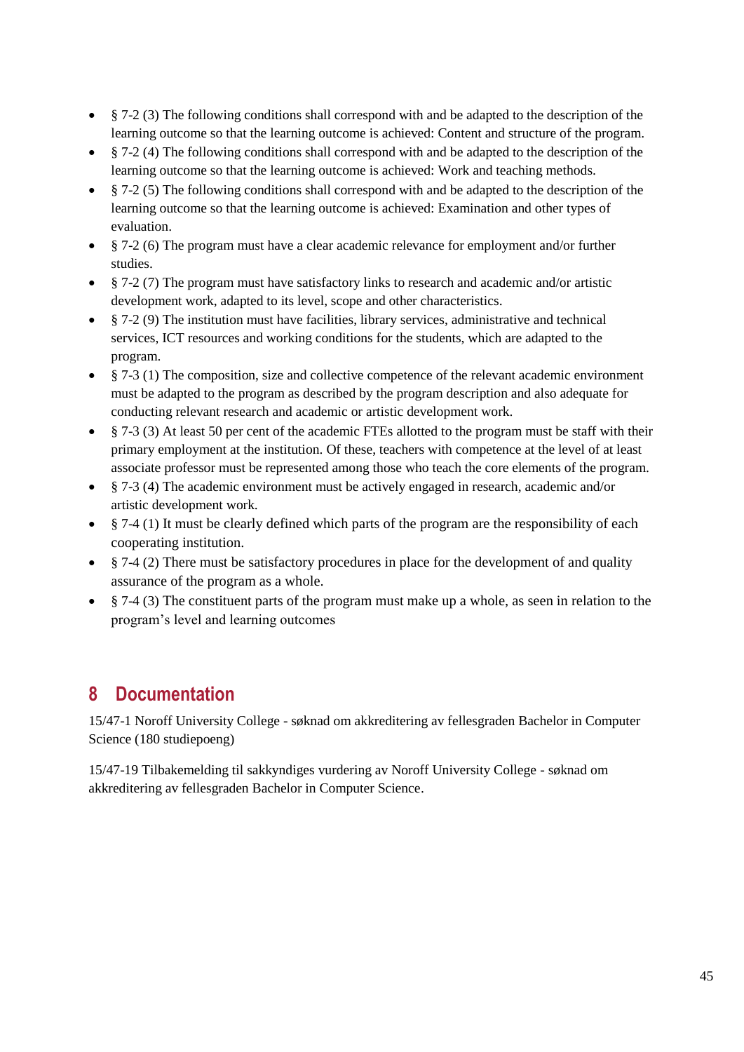- § 7-2 (3) The following conditions shall correspond with and be adapted to the description of the learning outcome so that the learning outcome is achieved: Content and structure of the program.
- § 7-2 (4) The following conditions shall correspond with and be adapted to the description of the learning outcome so that the learning outcome is achieved: Work and teaching methods.
- § 7-2 (5) The following conditions shall correspond with and be adapted to the description of the learning outcome so that the learning outcome is achieved: Examination and other types of evaluation.
- § 7-2 (6) The program must have a clear academic relevance for employment and/or further studies.
- § 7-2 (7) The program must have satisfactory links to research and academic and/or artistic development work, adapted to its level, scope and other characteristics.
- § 7-2 (9) The institution must have facilities, library services, administrative and technical services, ICT resources and working conditions for the students, which are adapted to the program.
- § 7-3 (1) The composition, size and collective competence of the relevant academic environment must be adapted to the program as described by the program description and also adequate for conducting relevant research and academic or artistic development work.
- § 7-3 (3) At least 50 per cent of the academic FTEs allotted to the program must be staff with their primary employment at the institution. Of these, teachers with competence at the level of at least associate professor must be represented among those who teach the core elements of the program.
- § 7-3 (4) The academic environment must be actively engaged in research, academic and/or artistic development work.
- § 7-4 (1) It must be clearly defined which parts of the program are the responsibility of each cooperating institution.
- § 7-4 (2) There must be satisfactory procedures in place for the development of and quality assurance of the program as a whole.
- § 7-4 (3) The constituent parts of the program must make up a whole, as seen in relation to the program's level and learning outcomes

# 8 Documentation

15/47-1 Noroff University College - søknad om akkreditering av fellesgraden Bachelor in Computer Science (180 studiepoeng)

15/47-19 Tilbakemelding til sakkyndiges vurdering av Noroff University College - søknad om akkreditering av fellesgraden Bachelor in Computer Science.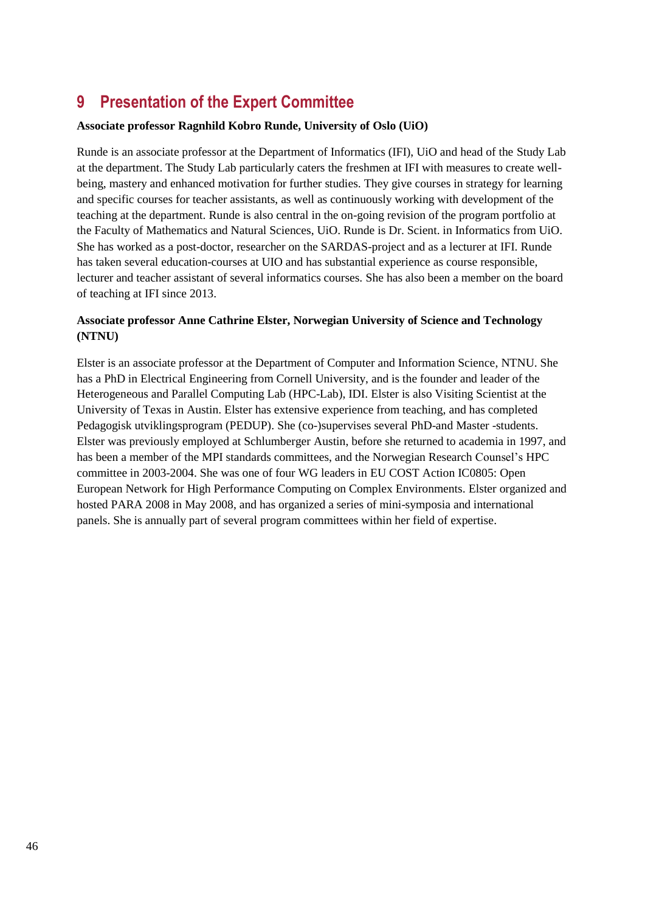# 9 Presentation of the Expert Committee

**Associate professor Ragnhild Kobro Runde, University of Oslo (UiO)**

Runde is an associate professor at the Department of Informatics (IFI), UiO and head of the Study Lab at the department. The Study Lab particularly caters the freshmen at IFI with measures to create well-being, mastery and enhanced motivation for further studies. They give courses in strategy for learning and specific courses for teacher assistants, as well as continuously working with development of the teaching at the department. Runde is also central in the on-going revision of the program portfolio at the Faculty of Mathematics and Natural Sciences, UiO. Runde is Dr. Scient. in Informatics from UiO. She has worked as a post-doctor, researcher on the SARDAS-project and as a lecturer at IFI. Runde has taken several education-courses at UIO and has substantial experience as course responsible, lecturer and teacher assistant of several informatics courses. She has also been a member on the board of teaching at IFI since 2013.

**Associate professor Anne Cathrine Elster, Norwegian University of Science and Technology (NTNU)**

Elster is an associate professor at the Department of Computer and Information Science, NTNU. She has a PhD in Electrical Engineering from Cornell University, and is the founder and leader of the Heterogeneous and Parallel Computing Lab (HPC-Lab), IDI. Elster is also Visiting Scientist at the University of Texas in Austin. Elster has extensive experience from teaching, and has completed Pedagogisk utviklingsprogram (PEDUP). She (co-)supervises several PhD-and Master -students. Elster was previously employed at Schlumberger Austin, before she returned to academia in 1997, and has been a member of the MPI standards committees, and the Norwegian Research Counsel's HPC committee in 2003-2004. She was one of four WG leaders in EU COST Action IC0805: Open European Network for High Performance Computing on Complex Environments. Elster organized and hosted PARA 2008 in May 2008, and has organized a series of mini-symposia and international panels. She is annually part of several program committees within her field of expertise.